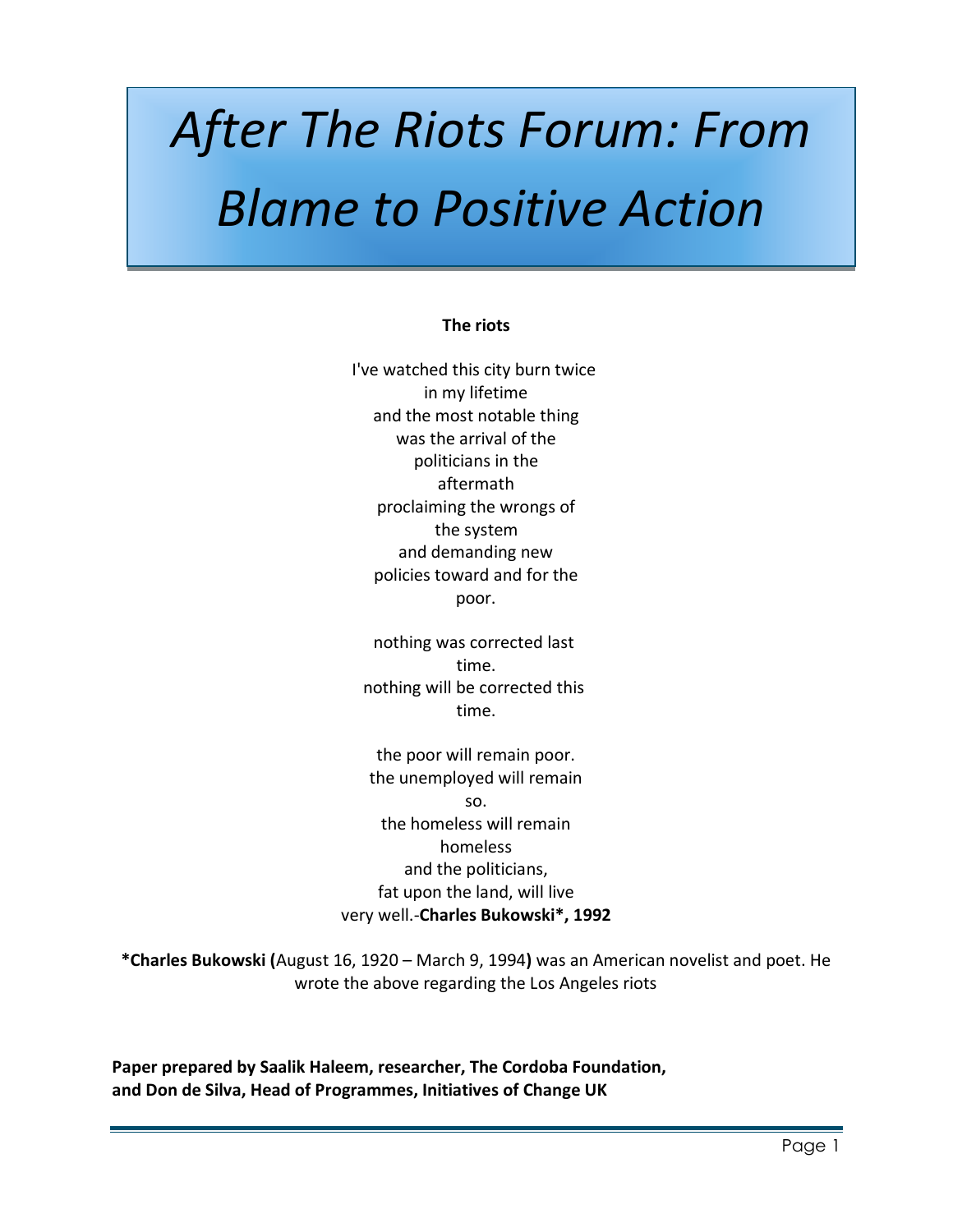# *After The Riots Forum: From Blame to Positive Action*

**The riots**

I've watched this city burn twice  
in my lifetime  
and the most notable thing  
was the arrival of the  
politicians in the  
aftermath  
proclaiming the wrongs of  
the system  
and demanding new  
policies toward and for the  
poor.

nothing was corrected last  
time.  
nothing will be corrected this  
time.

the poor will remain poor.  
the unemployed will remain  
so.  
the homeless will remain  
homeless  
and the politicians,  
fat upon the land, will live  
very well.-**Charles Bukowski*, 1992**

***Charles Bukowski (**August 16, 1920 – March 9, 1994**)** was an American novelist and poet. He wrote the above regarding the Los Angeles riots

**Paper prepared by Saalik Haleem, researcher, The Cordoba Foundation, and Don de Silva, Head of Programmes, Initiatives of Change UK**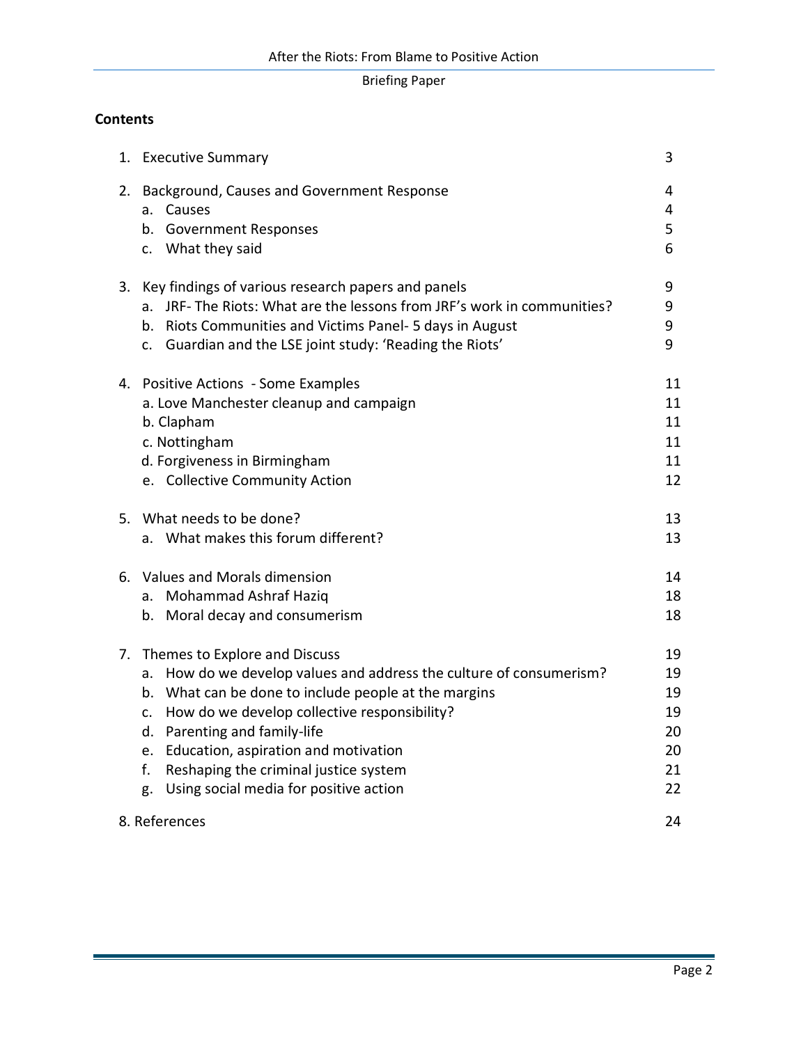## Contents

| | |
|---|---|
| 1. Executive Summary | 3 |
| 2. Background, Causes and Government Response | 4 |
| a. Causes | 4 |
| b. Government Responses | 5 |
| c. What they said | 6 |
| 3. Key findings of various research papers and panels | 9 |
| a. JRF- The Riots: What are the lessons from JRF's work in communities? | 9 |
| b. Riots Communities and Victims Panel- 5 days in August | 9 |
| c. Guardian and the LSE joint study: 'Reading the Riots' | 9 |
| 4. Positive Actions - Some Examples | 11 |
| a. Love Manchester cleanup and campaign | 11 |
| b. Clapham | 11 |
| c. Nottingham | 11 |
| d. Forgiveness in Birmingham | 11 |
| e. Collective Community Action | 12 |
| 5. What needs to be done? | 13 |
| a. What makes this forum different? | 13 |
| 6. Values and Morals dimension | 14 |
| a. Mohammad Ashraf Haziq | 18 |
| b. Moral decay and consumerism | 18 |
| 7. Themes to Explore and Discuss | 19 |
| a. How do we develop values and address the culture of consumerism? | 19 |
| b. What can be done to include people at the margins | 19 |
| c. How do we develop collective responsibility? | 19 |
| d. Parenting and family-life | 20 |
| e. Education, aspiration and motivation | 20 |
| f. Reshaping the criminal justice system | 21 |
| g. Using social media for positive action | 22 |
| 8. References | 24 |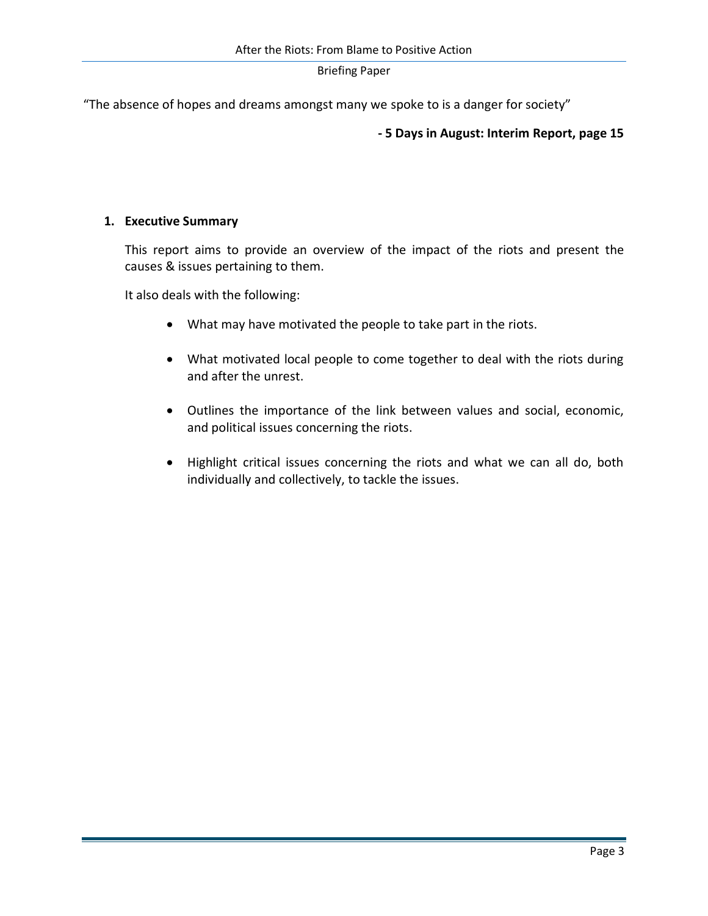"The absence of hopes and dreams amongst many we spoke to is a danger for society"

**- 5 Days in August: Interim Report, page 15**

## 1. Executive Summary

This report aims to provide an overview of the impact of the riots and present the causes & issues pertaining to them.

It also deals with the following:

- What may have motivated the people to take part in the riots.
- What motivated local people to come together to deal with the riots during and after the unrest.
- Outlines the importance of the link between values and social, economic, and political issues concerning the riots.
- Highlight critical issues concerning the riots and what we can all do, both individually and collectively, to tackle the issues.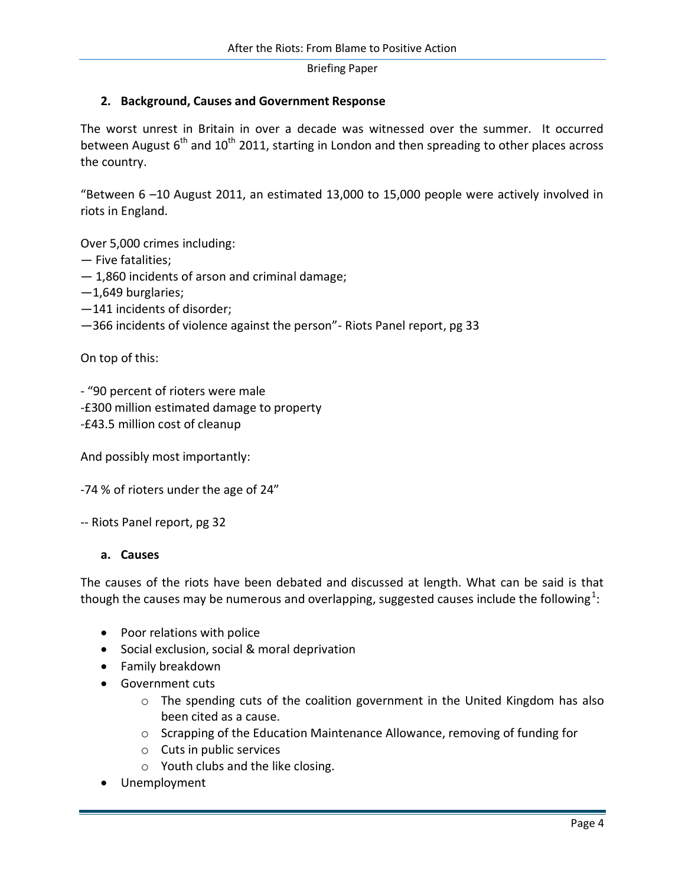## 2. Background, Causes and Government Response

The worst unrest in Britain in over a decade was witnessed over the summer. It occurred between August 6th and 10th 2011, starting in London and then spreading to other places across the country.

"Between 6 –10 August 2011, an estimated 13,000 to 15,000 people were actively involved in riots in England.

Over 5,000 crimes including:
— Five fatalities;
— 1,860 incidents of arson and criminal damage;
—1,649 burglaries;
—141 incidents of disorder;
—366 incidents of violence against the person"- Riots Panel report, pg 33

On top of this:

- "90 percent of rioters were male
-£300 million estimated damage to property
-£43.5 million cost of cleanup

And possibly most importantly:

-74 % of rioters under the age of 24"

-- Riots Panel report, pg 32

### a. Causes

The causes of the riots have been debated and discussed at length. What can be said is that though the causes may be numerous and overlapping, suggested causes include the following[1]:

- Poor relations with police
- Social exclusion, social & moral deprivation
- Family breakdown
- Government cuts
  - The spending cuts of the coalition government in the United Kingdom has also been cited as a cause.
  - Scrapping of the Education Maintenance Allowance, removing of funding for
  - Cuts in public services
  - Youth clubs and the like closing.
- Unemployment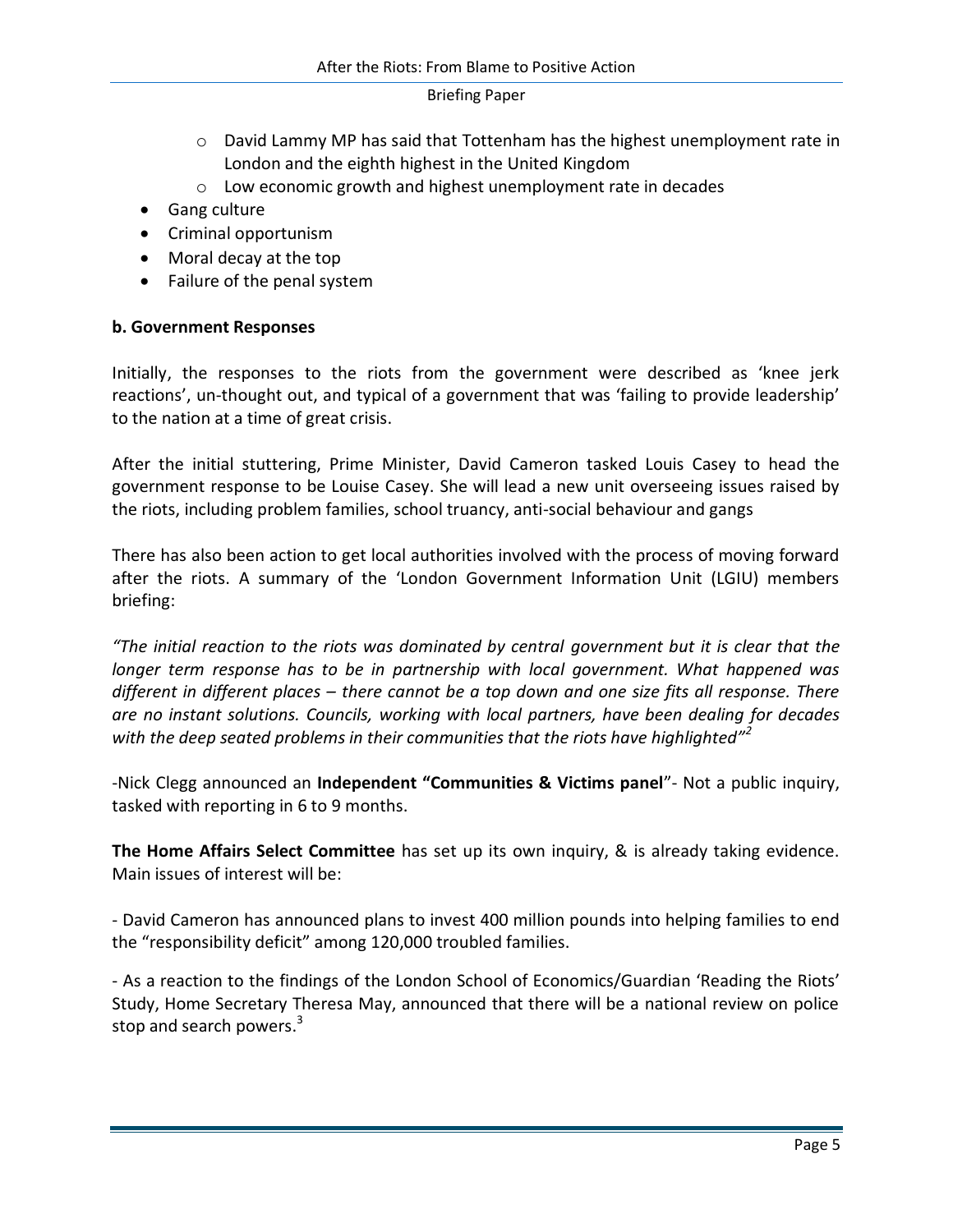- David Lammy MP has said that Tottenham has the highest unemployment rate in London and the eighth highest in the United Kingdom
    - Low economic growth and highest unemployment rate in decades
- Gang culture
- Criminal opportunism
- Moral decay at the top
- Failure of the penal system

**b. Government Responses**

Initially, the responses to the riots from the government were described as 'knee jerk reactions', un-thought out, and typical of a government that was 'failing to provide leadership' to the nation at a time of great crisis.

After the initial stuttering, Prime Minister, David Cameron tasked Louis Casey to head the government response to be Louise Casey. She will lead a new unit overseeing issues raised by the riots, including problem families, school truancy, anti-social behaviour and gangs

There has also been action to get local authorities involved with the process of moving forward after the riots. A summary of the 'London Government Information Unit (LGIU) members briefing:

*"The initial reaction to the riots was dominated by central government but it is clear that the longer term response has to be in partnership with local government. What happened was different in different places – there cannot be a top down and one size fits all response. There are no instant solutions. Councils, working with local partners, have been dealing for decades with the deep seated problems in their communities that the riots have highlighted"*[2]

-Nick Clegg announced an **Independent "Communities & Victims panel**"- Not a public inquiry, tasked with reporting in 6 to 9 months.

**The Home Affairs Select Committee** has set up its own inquiry, & is already taking evidence. Main issues of interest will be:

- David Cameron has announced plans to invest 400 million pounds into helping families to end the "responsibility deficit" among 120,000 troubled families.

- As a reaction to the findings of the London School of Economics/Guardian 'Reading the Riots' Study, Home Secretary Theresa May, announced that there will be a national review on police stop and search powers.[3]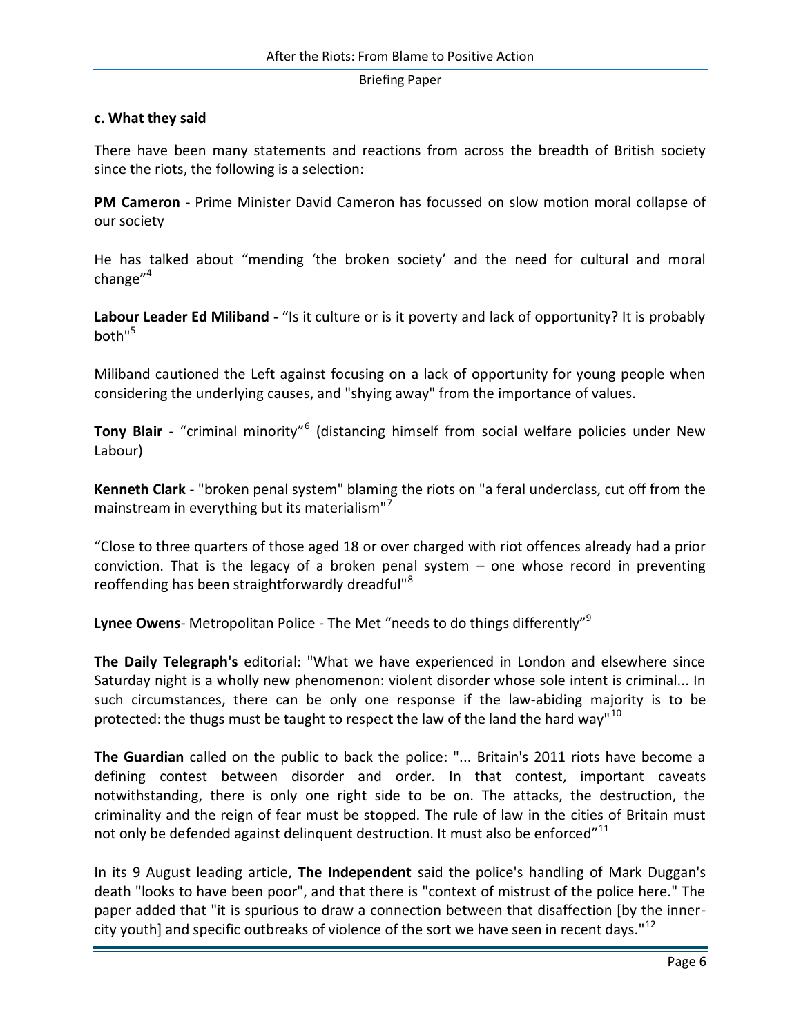### c. What they said

There have been many statements and reactions from across the breadth of British society since the riots, the following is a selection:

**PM Cameron** - Prime Minister David Cameron has focussed on slow motion moral collapse of our society

He has talked about "mending 'the broken society' and the need for cultural and moral change"[4]

**Labour Leader Ed Miliband -** "Is it culture or is it poverty and lack of opportunity? It is probably both"[5]

Miliband cautioned the Left against focusing on a lack of opportunity for young people when considering the underlying causes, and "shying away" from the importance of values.

**Tony Blair** - "criminal minority"[6] (distancing himself from social welfare policies under New Labour)

**Kenneth Clark** - "broken penal system" blaming the riots on "a feral underclass, cut off from the mainstream in everything but its materialism"[7]

"Close to three quarters of those aged 18 or over charged with riot offences already had a prior conviction. That is the legacy of a broken penal system – one whose record in preventing reoffending has been straightforwardly dreadful"[8]

**Lynee Owens**- Metropolitan Police - The Met "needs to do things differently"[9]

**The Daily Telegraph's** editorial: "What we have experienced in London and elsewhere since Saturday night is a wholly new phenomenon: violent disorder whose sole intent is criminal... In such circumstances, there can be only one response if the law-abiding majority is to be protected: the thugs must be taught to respect the law of the land the hard way"[10]

**The Guardian** called on the public to back the police: "... Britain's 2011 riots have become a defining contest between disorder and order. In that contest, important caveats notwithstanding, there is only one right side to be on. The attacks, the destruction, the criminality and the reign of fear must be stopped. The rule of law in the cities of Britain must not only be defended against delinquent destruction. It must also be enforced"[11]

In its 9 August leading article, **The Independent** said the police's handling of Mark Duggan's death "looks to have been poor", and that there is "context of mistrust of the police here." The paper added that "it is spurious to draw a connection between that disaffection [by the inner-city youth] and specific outbreaks of violence of the sort we have seen in recent days."[12]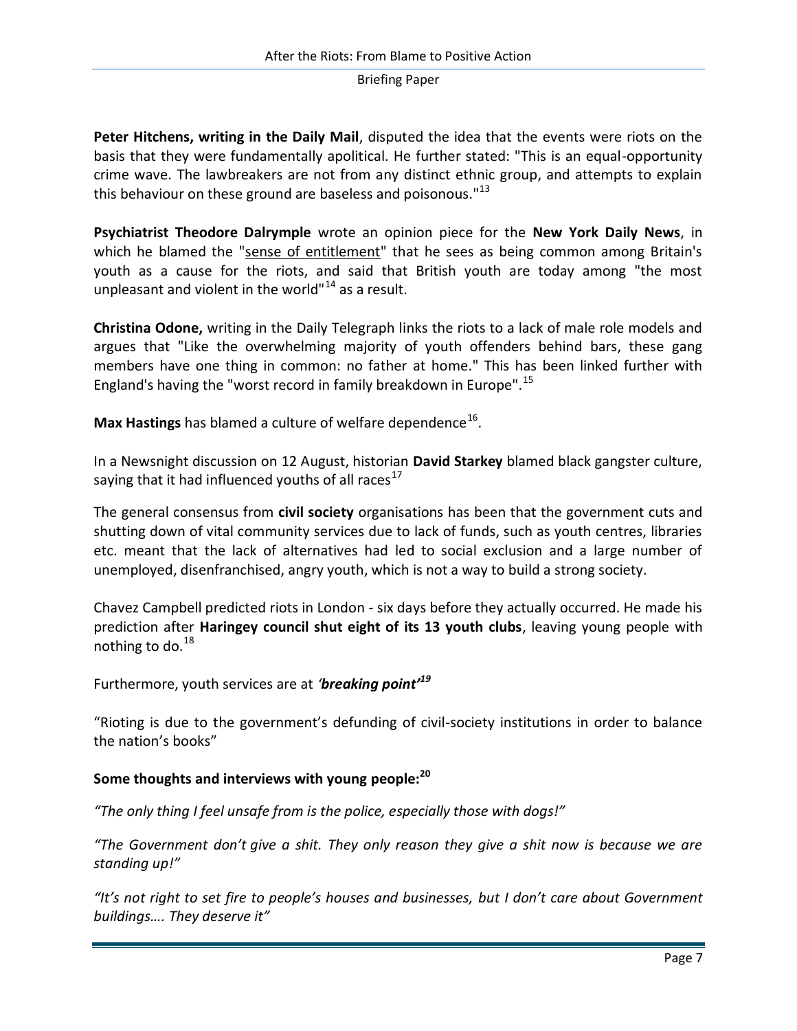**Peter Hitchens, writing in the Daily Mail**, disputed the idea that the events were riots on the basis that they were fundamentally apolitical. He further stated: "This is an equal-opportunity crime wave. The lawbreakers are not from any distinct ethnic group, and attempts to explain this behaviour on these ground are baseless and poisonous."[13]

**Psychiatrist Theodore Dalrymple** wrote an opinion piece for the **New York Daily News**, in which he blamed the "sense of entitlement" that he sees as being common among Britain's youth as a cause for the riots, and said that British youth are today among "the most unpleasant and violent in the world"[14] as a result.

**Christina Odone,** writing in the Daily Telegraph links the riots to a lack of male role models and argues that "Like the overwhelming majority of youth offenders behind bars, these gang members have one thing in common: no father at home." This has been linked further with England's having the "worst record in family breakdown in Europe".[15]

**Max Hastings** has blamed a culture of welfare dependence[16].

In a Newsnight discussion on 12 August, historian **David Starkey** blamed black gangster culture, saying that it had influenced youths of all races[17]

The general consensus from **civil society** organisations has been that the government cuts and shutting down of vital community services due to lack of funds, such as youth centres, libraries etc. meant that the lack of alternatives had led to social exclusion and a large number of unemployed, disenfranchised, angry youth, which is not a way to build a strong society.

Chavez Campbell predicted riots in London - six days before they actually occurred. He made his prediction after **Haringey council shut eight of its 13 youth clubs**, leaving young people with nothing to do.[18]

Furthermore, youth services are at ***'breaking point'***[19]

"Rioting is due to the government's defunding of civil-society institutions in order to balance the nation's books"

**Some thoughts and interviews with young people:**[20]

*"The only thing I feel unsafe from is the police, especially those with dogs!"*

*"The Government don't give a shit. They only reason they give a shit now is because we are standing up!"*

*"It's not right to set fire to people's houses and businesses, but I don't care about Government buildings…. They deserve it"*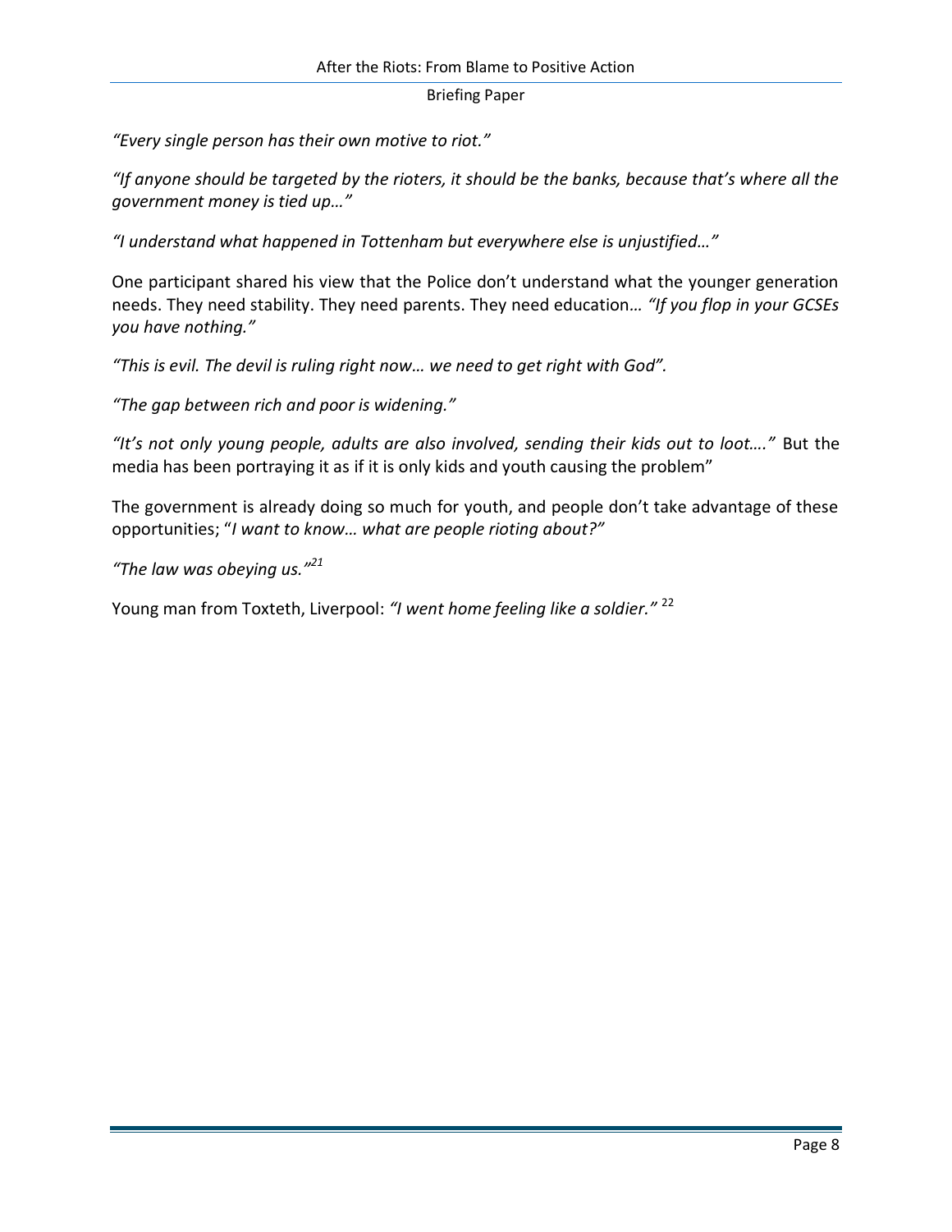*"Every single person has their own motive to riot."*

*"If anyone should be targeted by the rioters, it should be the banks, because that's where all the government money is tied up…"*

*"I understand what happened in Tottenham but everywhere else is unjustified…"*

One participant shared his view that the Police don't understand what the younger generation needs. They need stability. They need parents. They need education… *"If you flop in your GCSEs you have nothing."*

*"This is evil. The devil is ruling right now… we need to get right with God".*

*"The gap between rich and poor is widening."*

*"It's not only young people, adults are also involved, sending their kids out to loot…."* But the media has been portraying it as if it is only kids and youth causing the problem"

The government is already doing so much for youth, and people don't take advantage of these opportunities; "*I want to know… what are people rioting about?"*

*"The law was obeying us."*[21]

Young man from Toxteth, Liverpool: *"I went home feeling like a soldier."* [22]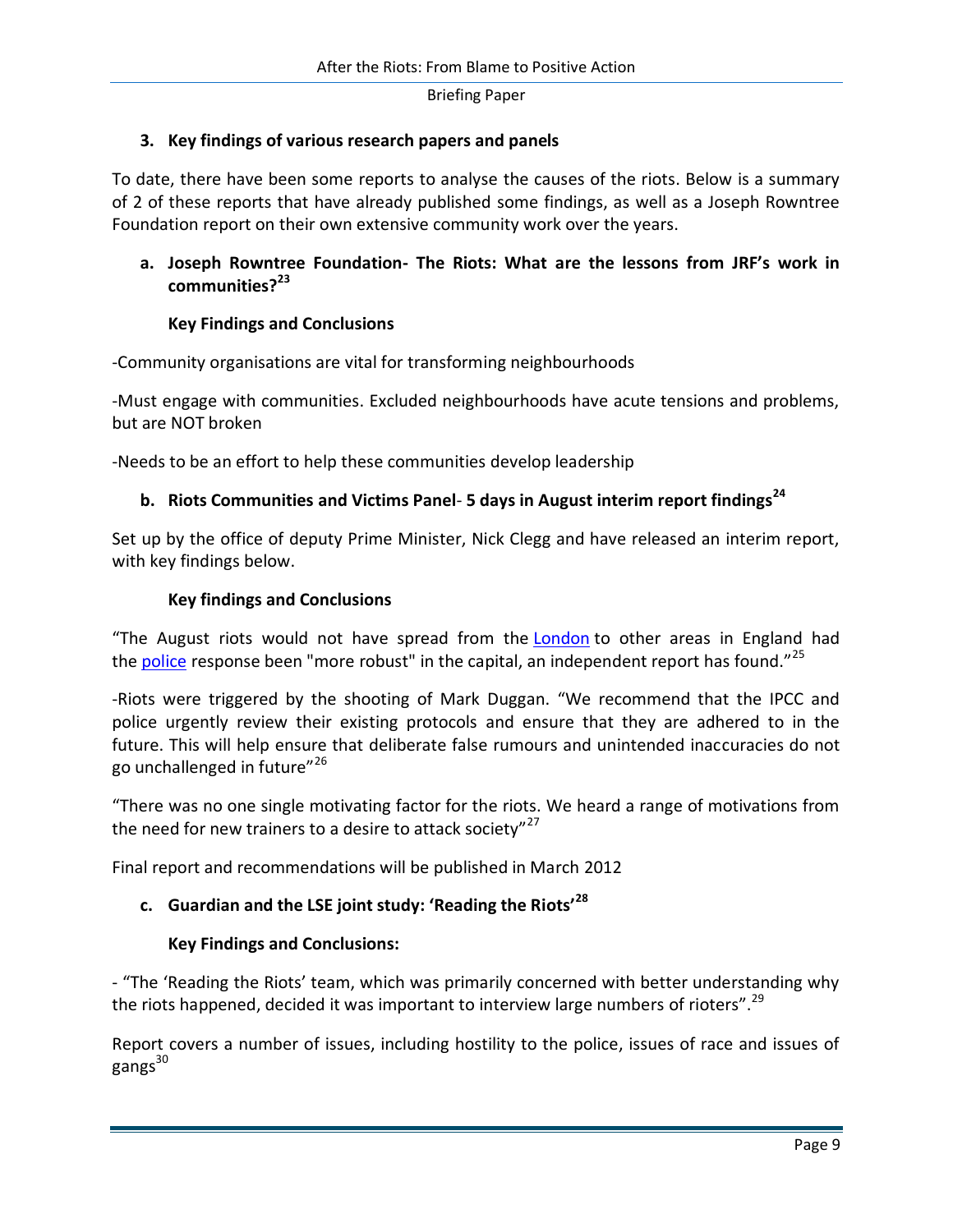## 3. Key findings of various research papers and panels

To date, there have been some reports to analyse the causes of the riots. Below is a summary of 2 of these reports that have already published some findings, as well as a Joseph Rowntree Foundation report on their own extensive community work over the years.

### a. Joseph Rowntree Foundation- The Riots: What are the lessons from JRF's work in communities?[23]

**Key Findings and Conclusions**

-Community organisations are vital for transforming neighbourhoods

-Must engage with communities. Excluded neighbourhoods have acute tensions and problems, but are NOT broken

-Needs to be an effort to help these communities develop leadership

### b. Riots Communities and Victims Panel- 5 days in August interim report findings[24]

Set up by the office of deputy Prime Minister, Nick Clegg and have released an interim report, with key findings below.

**Key findings and Conclusions**

"The August riots would not have spread from the London to other areas in England had the police response been "more robust" in the capital, an independent report has found."[25]

-Riots were triggered by the shooting of Mark Duggan. "We recommend that the IPCC and police urgently review their existing protocols and ensure that they are adhered to in the future. This will help ensure that deliberate false rumours and unintended inaccuracies do not go unchallenged in future"[26]

"There was no one single motivating factor for the riots. We heard a range of motivations from the need for new trainers to a desire to attack society"[27]

Final report and recommendations will be published in March 2012

### c. Guardian and the LSE joint study: 'Reading the Riots'[28]

**Key Findings and Conclusions:**

- "The 'Reading the Riots' team, which was primarily concerned with better understanding why the riots happened, decided it was important to interview large numbers of rioters".[29]

Report covers a number of issues, including hostility to the police, issues of race and issues of gangs[30]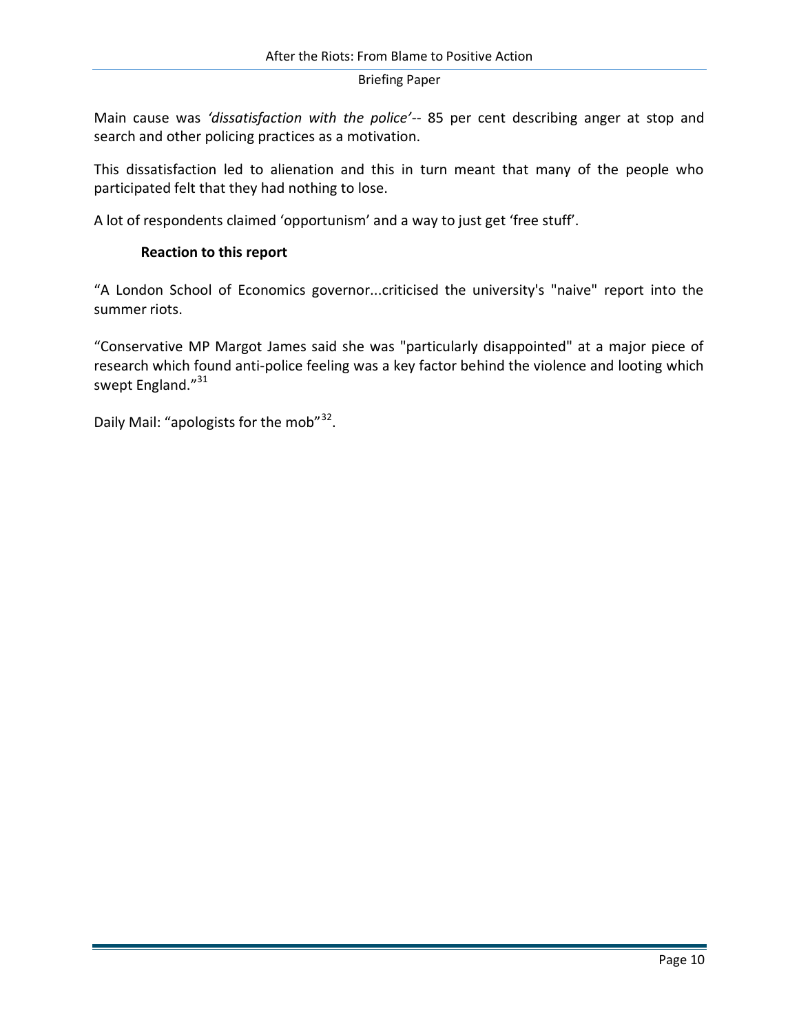Main cause was *'dissatisfaction with the police'*-- 85 per cent describing anger at stop and search and other policing practices as a motivation.

This dissatisfaction led to alienation and this in turn meant that many of the people who participated felt that they had nothing to lose.

A lot of respondents claimed 'opportunism' and a way to just get 'free stuff'.

**Reaction to this report**

"A London School of Economics governor...criticised the university's "naive" report into the summer riots.

"Conservative MP Margot James said she was "particularly disappointed" at a major piece of research which found anti-police feeling was a key factor behind the violence and looting which swept England."[31]

Daily Mail: "apologists for the mob"[32].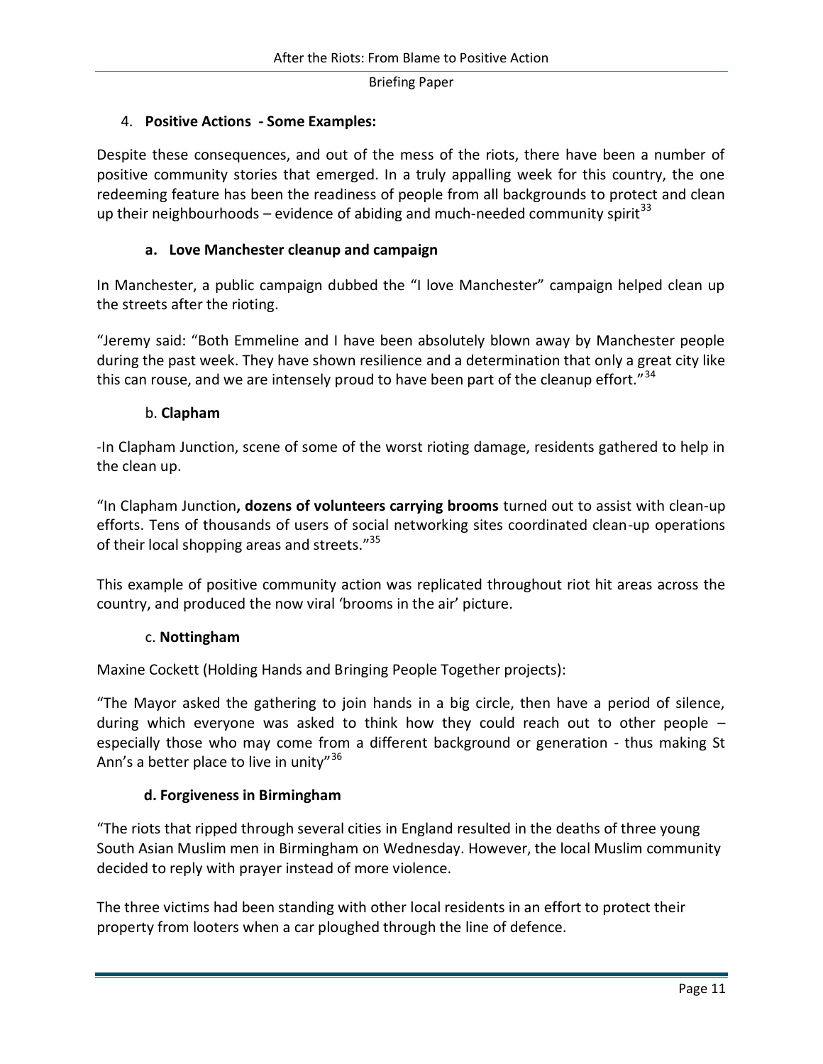## 4. Positive Actions - Some Examples:

Despite these consequences, and out of the mess of the riots, there have been a number of positive community stories that emerged. In a truly appalling week for this country, the one redeeming feature has been the readiness of people from all backgrounds to protect and clean up their neighbourhoods – evidence of abiding and much-needed community spirit[33]

### a. Love Manchester cleanup and campaign

In Manchester, a public campaign dubbed the "I love Manchester" campaign helped clean up the streets after the rioting.

"Jeremy said: "Both Emmeline and I have been absolutely blown away by Manchester people during the past week. They have shown resilience and a determination that only a great city like this can rouse, and we are intensely proud to have been part of the cleanup effort."[34]

### b. Clapham

-In Clapham Junction, scene of some of the worst rioting damage, residents gathered to help in the clean up.

"In Clapham Junction**, dozens of volunteers carrying brooms** turned out to assist with clean-up efforts. Tens of thousands of users of social networking sites coordinated clean-up operations of their local shopping areas and streets."[35]

This example of positive community action was replicated throughout riot hit areas across the country, and produced the now viral 'brooms in the air' picture.

### c. Nottingham

Maxine Cockett (Holding Hands and Bringing People Together projects):

"The Mayor asked the gathering to join hands in a big circle, then have a period of silence, during which everyone was asked to think how they could reach out to other people – especially those who may come from a different background or generation - thus making St Ann's a better place to live in unity"[36]

### d. Forgiveness in Birmingham

"The riots that ripped through several cities in England resulted in the deaths of three young South Asian Muslim men in Birmingham on Wednesday. However, the local Muslim community decided to reply with prayer instead of more violence.

The three victims had been standing with other local residents in an effort to protect their property from looters when a car ploughed through the line of defence.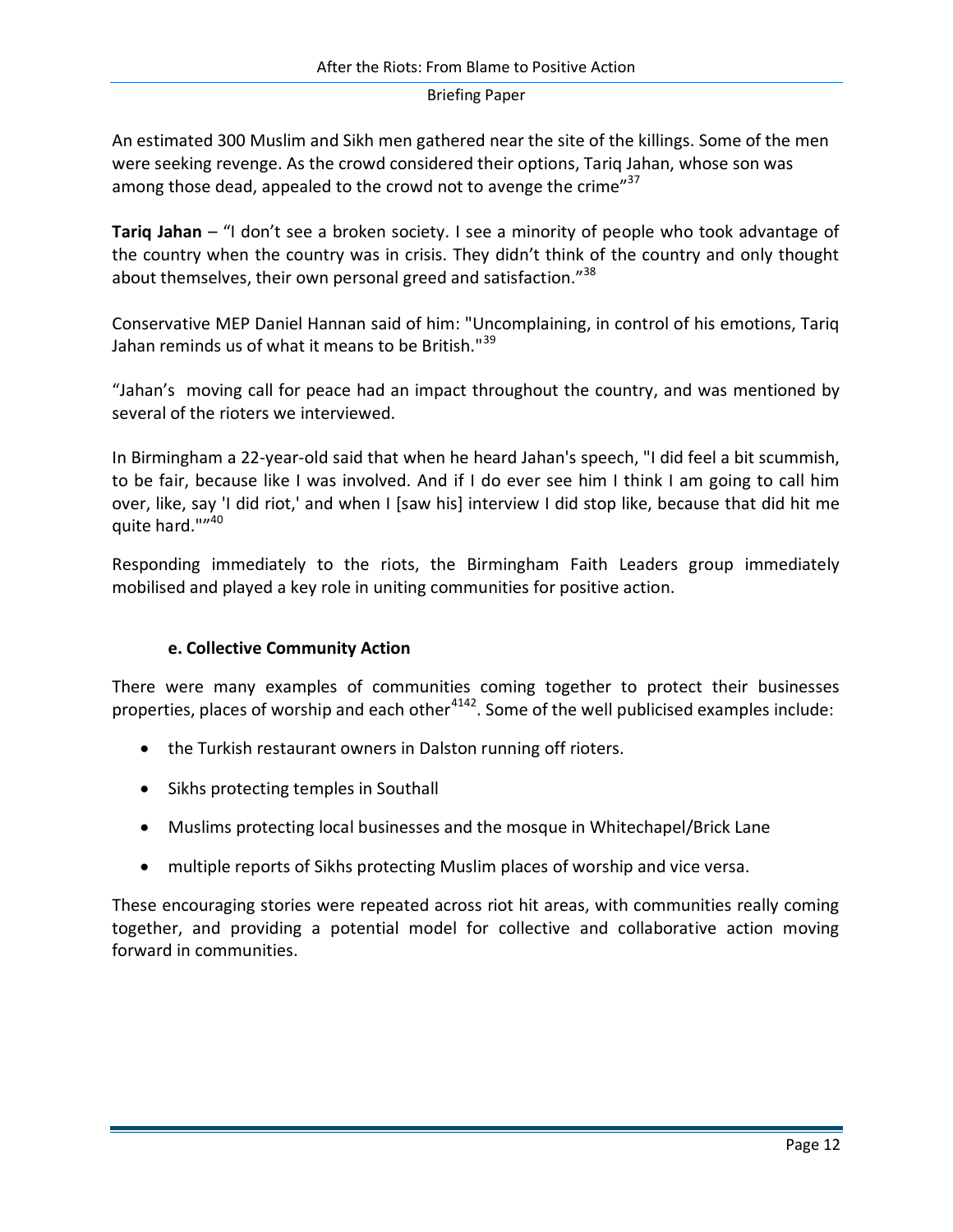An estimated 300 Muslim and Sikh men gathered near the site of the killings. Some of the men were seeking revenge. As the crowd considered their options, Tariq Jahan, whose son was among those dead, appealed to the crowd not to avenge the crime"[37]

**Tariq Jahan** – "I don't see a broken society. I see a minority of people who took advantage of the country when the country was in crisis. They didn't think of the country and only thought about themselves, their own personal greed and satisfaction."[38]

Conservative MEP Daniel Hannan said of him: "Uncomplaining, in control of his emotions, Tariq Jahan reminds us of what it means to be British."[39]

"Jahan's moving call for peace had an impact throughout the country, and was mentioned by several of the rioters we interviewed.

In Birmingham a 22-year-old said that when he heard Jahan's speech, "I did feel a bit scummish, to be fair, because like I was involved. And if I do ever see him I think I am going to call him over, like, say 'I did riot,' and when I [saw his] interview I did stop like, because that did hit me quite hard.""[40]

Responding immediately to the riots, the Birmingham Faith Leaders group immediately mobilised and played a key role in uniting communities for positive action.

#### e. Collective Community Action

There were many examples of communities coming together to protect their businesses properties, places of worship and each other[41][42]. Some of the well publicised examples include:

- the Turkish restaurant owners in Dalston running off rioters.
- Sikhs protecting temples in Southall
- Muslims protecting local businesses and the mosque in Whitechapel/Brick Lane
- multiple reports of Sikhs protecting Muslim places of worship and vice versa.

These encouraging stories were repeated across riot hit areas, with communities really coming together, and providing a potential model for collective and collaborative action moving forward in communities.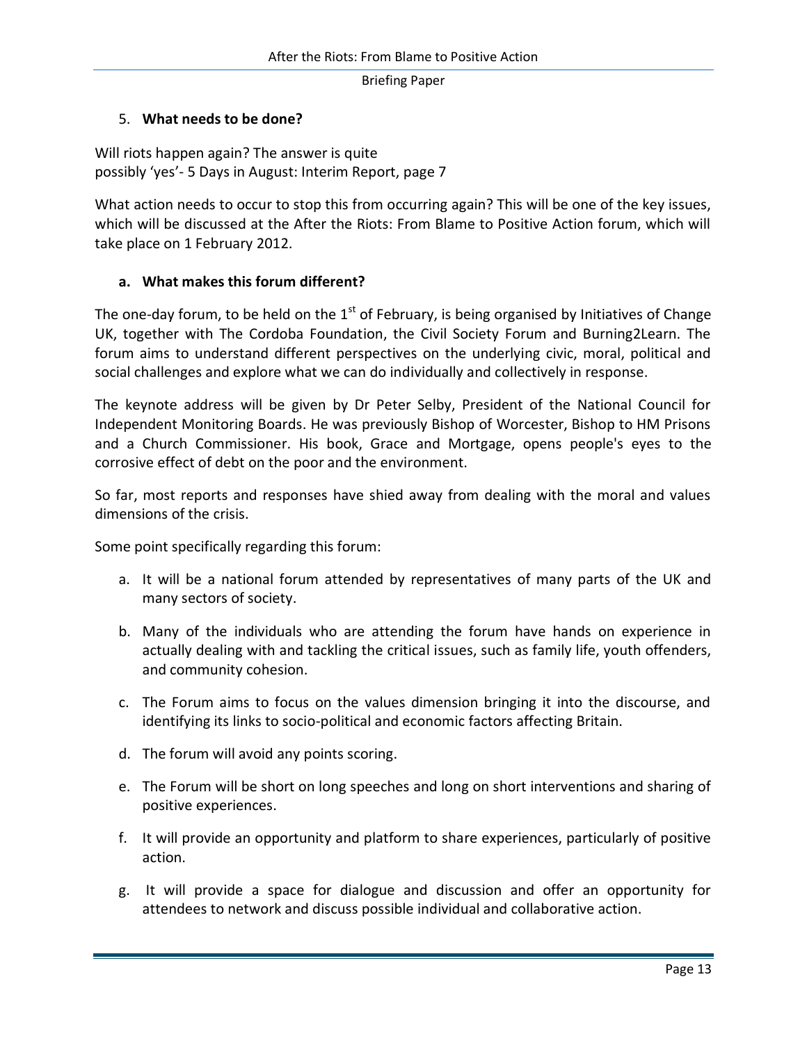## 5. **What needs to be done?**

Will riots happen again? The answer is quite
possibly 'yes'- 5 Days in August: Interim Report, page 7

What action needs to occur to stop this from occurring again? This will be one of the key issues, which will be discussed at the After the Riots: From Blame to Positive Action forum, which will take place on 1 February 2012.

### a. **What makes this forum different?**

The one-day forum, to be held on the 1st of February, is being organised by Initiatives of Change UK, together with The Cordoba Foundation, the Civil Society Forum and Burning2Learn. The forum aims to understand different perspectives on the underlying civic, moral, political and social challenges and explore what we can do individually and collectively in response.

The keynote address will be given by Dr Peter Selby, President of the National Council for Independent Monitoring Boards. He was previously Bishop of Worcester, Bishop to HM Prisons and a Church Commissioner. His book, Grace and Mortgage, opens people's eyes to the corrosive effect of debt on the poor and the environment.

So far, most reports and responses have shied away from dealing with the moral and values dimensions of the crisis.

Some point specifically regarding this forum:

a. It will be a national forum attended by representatives of many parts of the UK and many sectors of society.

b. Many of the individuals who are attending the forum have hands on experience in actually dealing with and tackling the critical issues, such as family life, youth offenders, and community cohesion.

c. The Forum aims to focus on the values dimension bringing it into the discourse, and identifying its links to socio-political and economic factors affecting Britain.

d. The forum will avoid any points scoring.

e. The Forum will be short on long speeches and long on short interventions and sharing of positive experiences.

f. It will provide an opportunity and platform to share experiences, particularly of positive action.

g. It will provide a space for dialogue and discussion and offer an opportunity for attendees to network and discuss possible individual and collaborative action.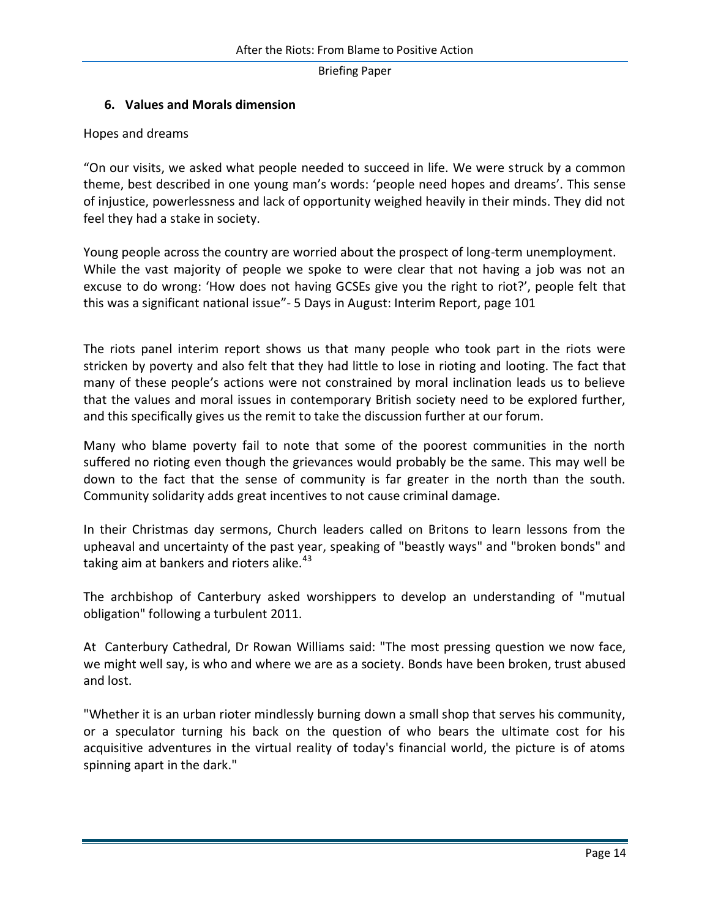## 6. Values and Morals dimension

Hopes and dreams

"On our visits, we asked what people needed to succeed in life. We were struck by a common theme, best described in one young man's words: 'people need hopes and dreams'. This sense of injustice, powerlessness and lack of opportunity weighed heavily in their minds. They did not feel they had a stake in society.

Young people across the country are worried about the prospect of long-term unemployment. While the vast majority of people we spoke to were clear that not having a job was not an excuse to do wrong: 'How does not having GCSEs give you the right to riot?', people felt that this was a significant national issue"- 5 Days in August: Interim Report, page 101

The riots panel interim report shows us that many people who took part in the riots were stricken by poverty and also felt that they had little to lose in rioting and looting. The fact that many of these people's actions were not constrained by moral inclination leads us to believe that the values and moral issues in contemporary British society need to be explored further, and this specifically gives us the remit to take the discussion further at our forum.

Many who blame poverty fail to note that some of the poorest communities in the north suffered no rioting even though the grievances would probably be the same. This may well be down to the fact that the sense of community is far greater in the north than the south. Community solidarity adds great incentives to not cause criminal damage.

In their Christmas day sermons, Church leaders called on Britons to learn lessons from the upheaval and uncertainty of the past year, speaking of "beastly ways" and "broken bonds" and taking aim at bankers and rioters alike.[43]

The archbishop of Canterbury asked worshippers to develop an understanding of "mutual obligation" following a turbulent 2011.

At Canterbury Cathedral, Dr Rowan Williams said: "The most pressing question we now face, we might well say, is who and where we are as a society. Bonds have been broken, trust abused and lost.

"Whether it is an urban rioter mindlessly burning down a small shop that serves his community, or a speculator turning his back on the question of who bears the ultimate cost for his acquisitive adventures in the virtual reality of today's financial world, the picture is of atoms spinning apart in the dark."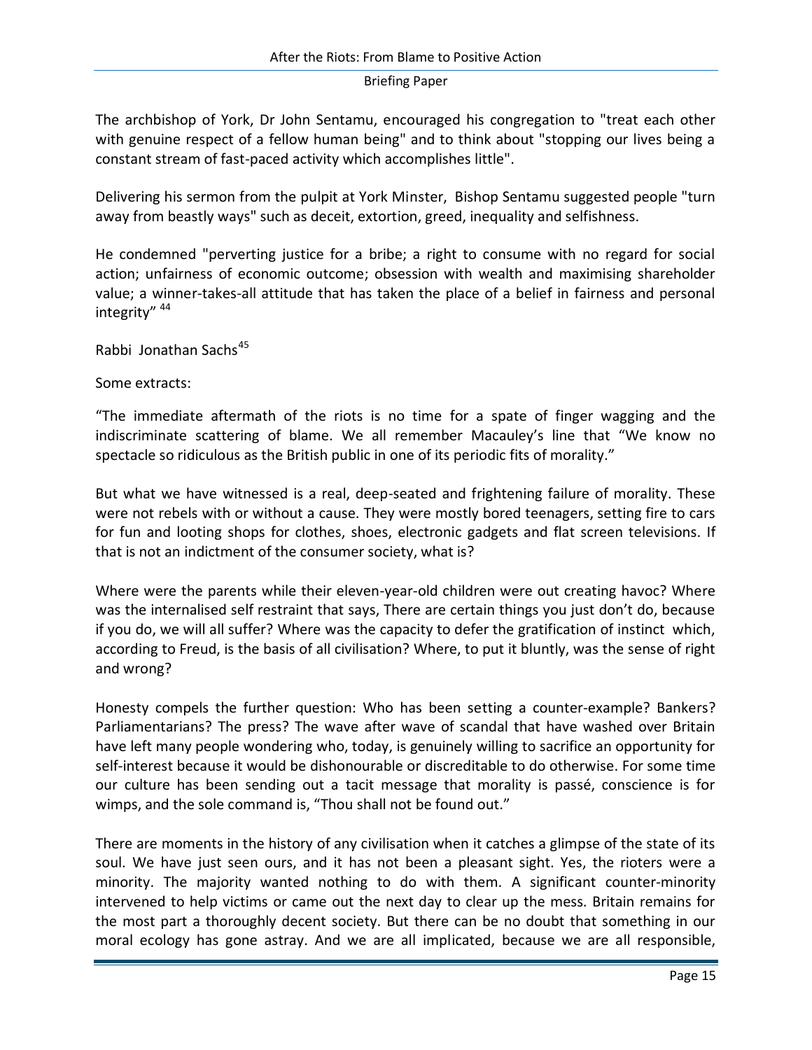The archbishop of York, Dr John Sentamu, encouraged his congregation to "treat each other with genuine respect of a fellow human being" and to think about "stopping our lives being a constant stream of fast-paced activity which accomplishes little".

Delivering his sermon from the pulpit at York Minster, Bishop Sentamu suggested people "turn away from beastly ways" such as deceit, extortion, greed, inequality and selfishness.

He condemned "perverting justice for a bribe; a right to consume with no regard for social action; unfairness of economic outcome; obsession with wealth and maximising shareholder value; a winner-takes-all attitude that has taken the place of a belief in fairness and personal integrity" [44]

Rabbi Jonathan Sachs[45]

Some extracts:

"The immediate aftermath of the riots is no time for a spate of finger wagging and the indiscriminate scattering of blame. We all remember Macauley's line that "We know no spectacle so ridiculous as the British public in one of its periodic fits of morality."

But what we have witnessed is a real, deep-seated and frightening failure of morality. These were not rebels with or without a cause. They were mostly bored teenagers, setting fire to cars for fun and looting shops for clothes, shoes, electronic gadgets and flat screen televisions. If that is not an indictment of the consumer society, what is?

Where were the parents while their eleven-year-old children were out creating havoc? Where was the internalised self restraint that says, There are certain things you just don't do, because if you do, we will all suffer? Where was the capacity to defer the gratification of instinct which, according to Freud, is the basis of all civilisation? Where, to put it bluntly, was the sense of right and wrong?

Honesty compels the further question: Who has been setting a counter-example? Bankers? Parliamentarians? The press? The wave after wave of scandal that have washed over Britain have left many people wondering who, today, is genuinely willing to sacrifice an opportunity for self-interest because it would be dishonourable or discreditable to do otherwise. For some time our culture has been sending out a tacit message that morality is passé, conscience is for wimps, and the sole command is, "Thou shall not be found out."

There are moments in the history of any civilisation when it catches a glimpse of the state of its soul. We have just seen ours, and it has not been a pleasant sight. Yes, the rioters were a minority. The majority wanted nothing to do with them. A significant counter-minority intervened to help victims or came out the next day to clear up the mess. Britain remains for the most part a thoroughly decent society. But there can be no doubt that something in our moral ecology has gone astray. And we are all implicated, because we are all responsible,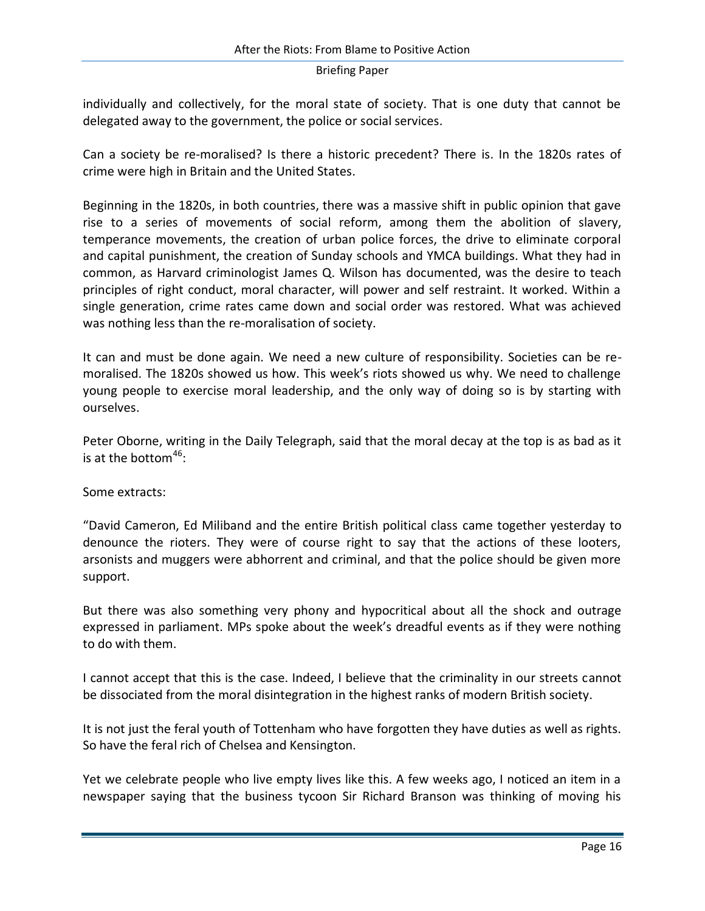individually and collectively, for the moral state of society. That is one duty that cannot be delegated away to the government, the police or social services.

Can a society be re-moralised? Is there a historic precedent? There is. In the 1820s rates of crime were high in Britain and the United States.

Beginning in the 1820s, in both countries, there was a massive shift in public opinion that gave rise to a series of movements of social reform, among them the abolition of slavery, temperance movements, the creation of urban police forces, the drive to eliminate corporal and capital punishment, the creation of Sunday schools and YMCA buildings. What they had in common, as Harvard criminologist James Q. Wilson has documented, was the desire to teach principles of right conduct, moral character, will power and self restraint. It worked. Within a single generation, crime rates came down and social order was restored. What was achieved was nothing less than the re-moralisation of society.

It can and must be done again. We need a new culture of responsibility. Societies can be re-moralised. The 1820s showed us how. This week's riots showed us why. We need to challenge young people to exercise moral leadership, and the only way of doing so is by starting with ourselves.

Peter Oborne, writing in the Daily Telegraph, said that the moral decay at the top is as bad as it is at the bottom[46]:

Some extracts:

"David Cameron, Ed Miliband and the entire British political class came together yesterday to denounce the rioters. They were of course right to say that the actions of these looters, arsonists and muggers were abhorrent and criminal, and that the police should be given more support.

But there was also something very phony and hypocritical about all the shock and outrage expressed in parliament. MPs spoke about the week's dreadful events as if they were nothing to do with them.

I cannot accept that this is the case. Indeed, I believe that the criminality in our streets cannot be dissociated from the moral disintegration in the highest ranks of modern British society.

It is not just the feral youth of Tottenham who have forgotten they have duties as well as rights. So have the feral rich of Chelsea and Kensington.

Yet we celebrate people who live empty lives like this. A few weeks ago, I noticed an item in a newspaper saying that the business tycoon Sir Richard Branson was thinking of moving his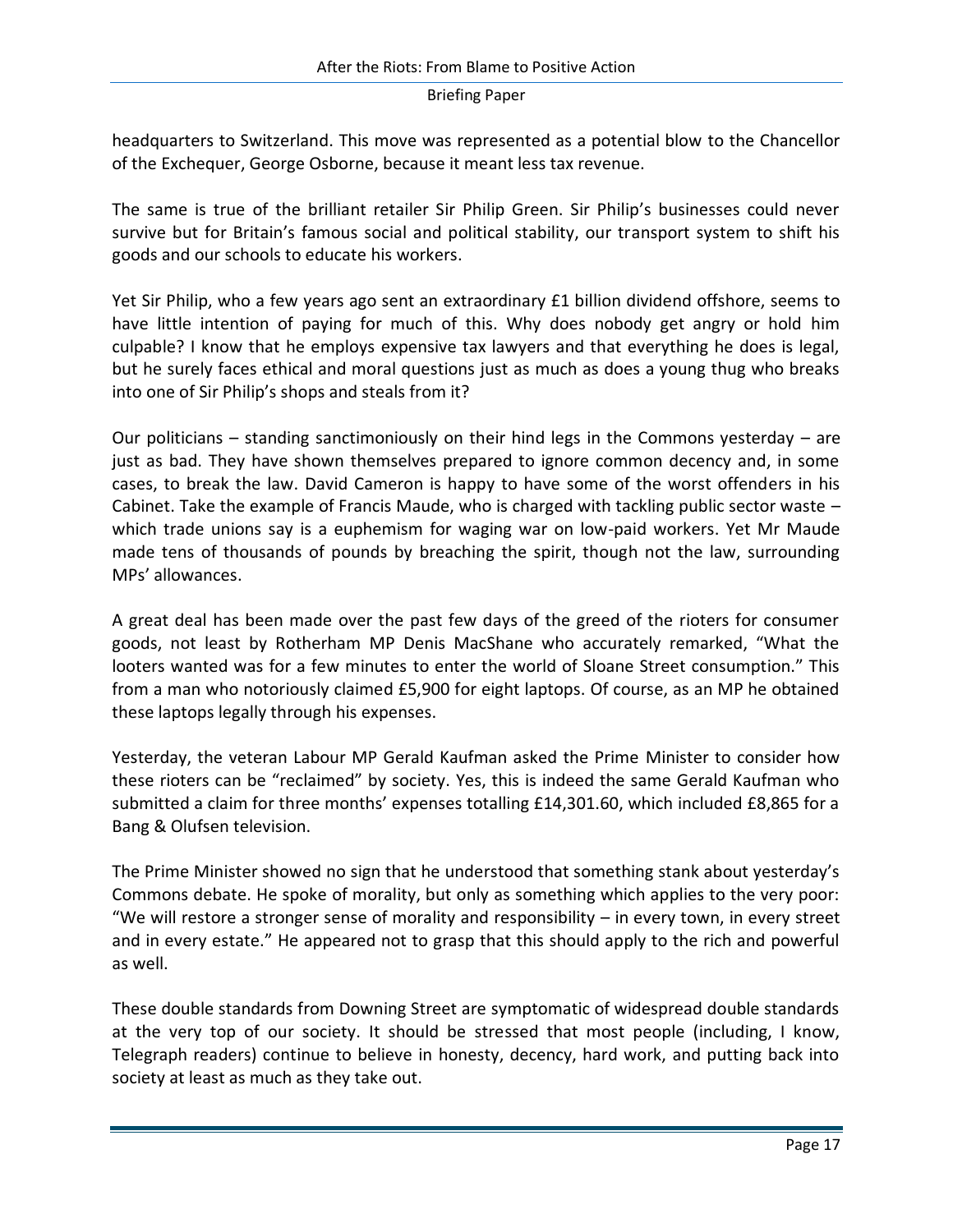headquarters to Switzerland. This move was represented as a potential blow to the Chancellor of the Exchequer, George Osborne, because it meant less tax revenue.

The same is true of the brilliant retailer Sir Philip Green. Sir Philip's businesses could never survive but for Britain's famous social and political stability, our transport system to shift his goods and our schools to educate his workers.

Yet Sir Philip, who a few years ago sent an extraordinary £1 billion dividend offshore, seems to have little intention of paying for much of this. Why does nobody get angry or hold him culpable? I know that he employs expensive tax lawyers and that everything he does is legal, but he surely faces ethical and moral questions just as much as does a young thug who breaks into one of Sir Philip's shops and steals from it?

Our politicians – standing sanctimoniously on their hind legs in the Commons yesterday – are just as bad. They have shown themselves prepared to ignore common decency and, in some cases, to break the law. David Cameron is happy to have some of the worst offenders in his Cabinet. Take the example of Francis Maude, who is charged with tackling public sector waste – which trade unions say is a euphemism for waging war on low-paid workers. Yet Mr Maude made tens of thousands of pounds by breaching the spirit, though not the law, surrounding MPs' allowances.

A great deal has been made over the past few days of the greed of the rioters for consumer goods, not least by Rotherham MP Denis MacShane who accurately remarked, "What the looters wanted was for a few minutes to enter the world of Sloane Street consumption." This from a man who notoriously claimed £5,900 for eight laptops. Of course, as an MP he obtained these laptops legally through his expenses.

Yesterday, the veteran Labour MP Gerald Kaufman asked the Prime Minister to consider how these rioters can be "reclaimed" by society. Yes, this is indeed the same Gerald Kaufman who submitted a claim for three months' expenses totalling £14,301.60, which included £8,865 for a Bang & Olufsen television.

The Prime Minister showed no sign that he understood that something stank about yesterday's Commons debate. He spoke of morality, but only as something which applies to the very poor: "We will restore a stronger sense of morality and responsibility – in every town, in every street and in every estate." He appeared not to grasp that this should apply to the rich and powerful as well.

These double standards from Downing Street are symptomatic of widespread double standards at the very top of our society. It should be stressed that most people (including, I know, Telegraph readers) continue to believe in honesty, decency, hard work, and putting back into society at least as much as they take out.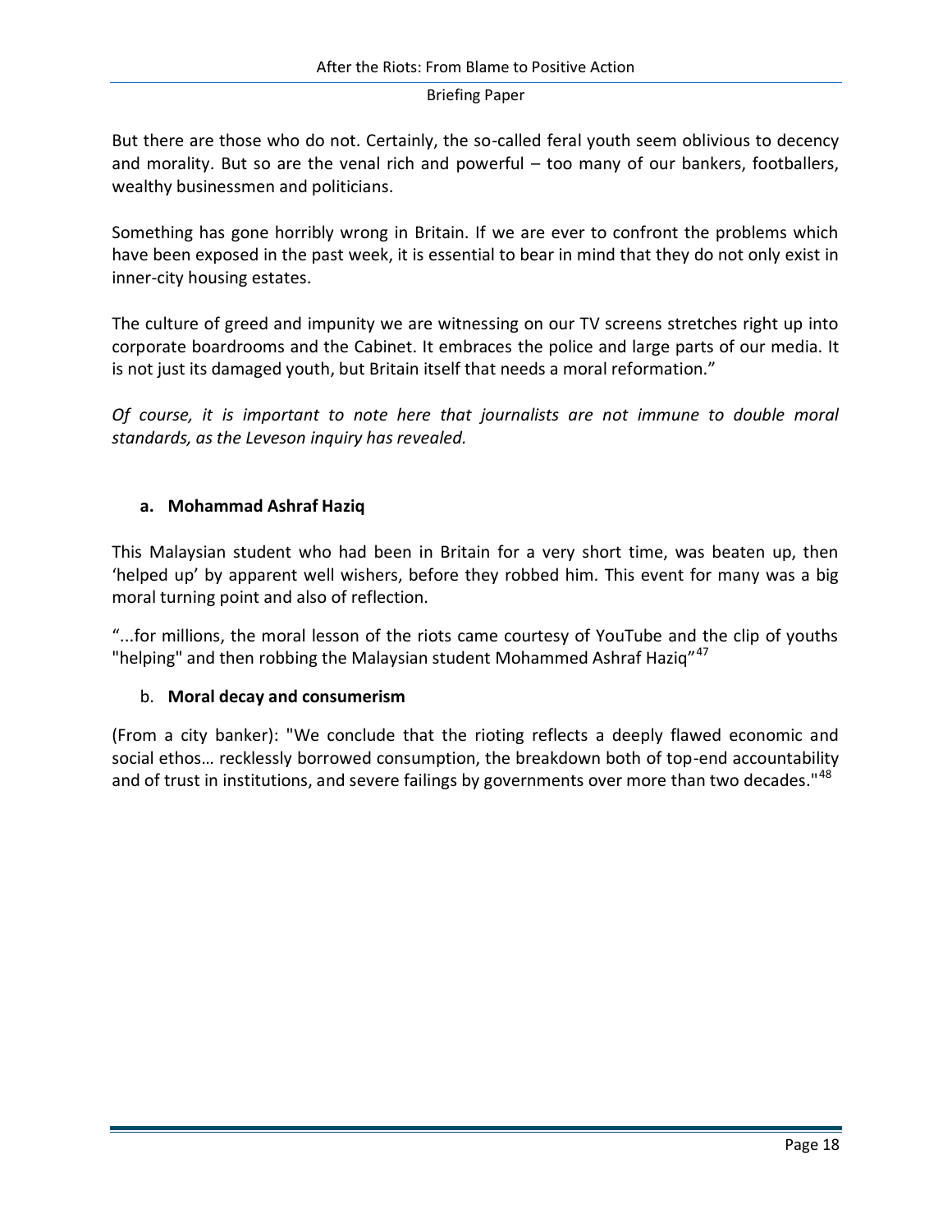But there are those who do not. Certainly, the so-called feral youth seem oblivious to decency and morality. But so are the venal rich and powerful – too many of our bankers, footballers, wealthy businessmen and politicians.

Something has gone horribly wrong in Britain. If we are ever to confront the problems which have been exposed in the past week, it is essential to bear in mind that they do not only exist in inner-city housing estates.

The culture of greed and impunity we are witnessing on our TV screens stretches right up into corporate boardrooms and the Cabinet. It embraces the police and large parts of our media. It is not just its damaged youth, but Britain itself that needs a moral reformation."

*Of course, it is important to note here that journalists are not immune to double moral standards, as the Leveson inquiry has revealed.*

#### a. Mohammad Ashraf Haziq

This Malaysian student who had been in Britain for a very short time, was beaten up, then 'helped up' by apparent well wishers, before they robbed him. This event for many was a big moral turning point and also of reflection.

"...for millions, the moral lesson of the riots came courtesy of YouTube and the clip of youths "helping" and then robbing the Malaysian student Mohammed Ashraf Haziq"[47]

#### b. **Moral decay and consumerism**

(From a city banker): "We conclude that the rioting reflects a deeply flawed economic and social ethos… recklessly borrowed consumption, the breakdown both of top-end accountability and of trust in institutions, and severe failings by governments over more than two decades."[48]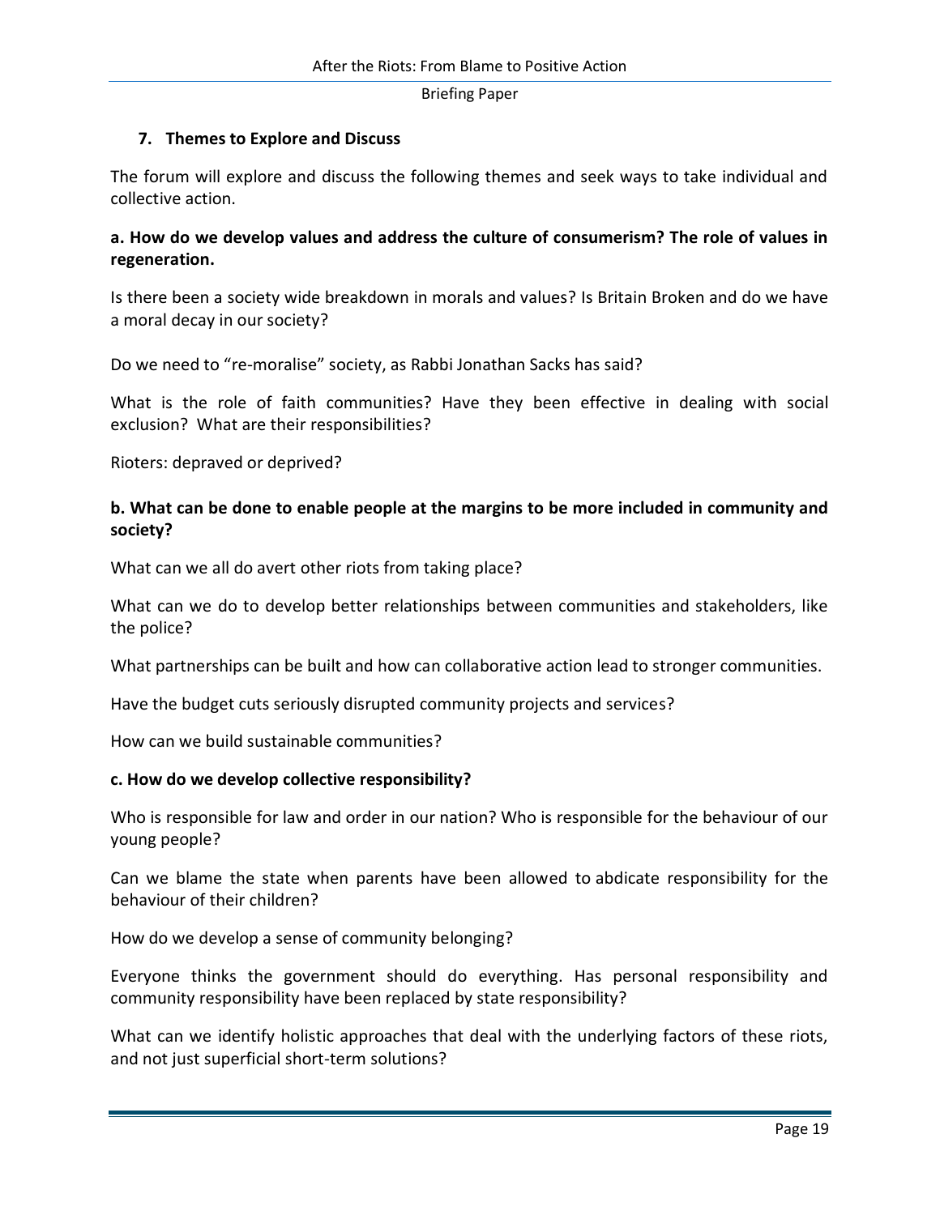## 7. Themes to Explore and Discuss

The forum will explore and discuss the following themes and seek ways to take individual and collective action.

**a. How do we develop values and address the culture of consumerism? The role of values in regeneration.**

Is there been a society wide breakdown in morals and values? Is Britain Broken and do we have a moral decay in our society?

Do we need to "re-moralise" society, as Rabbi Jonathan Sacks has said?

What is the role of faith communities? Have they been effective in dealing with social exclusion? What are their responsibilities?

Rioters: depraved or deprived?

**b. What can be done to enable people at the margins to be more included in community and society?**

What can we all do avert other riots from taking place?

What can we do to develop better relationships between communities and stakeholders, like the police?

What partnerships can be built and how can collaborative action lead to stronger communities.

Have the budget cuts seriously disrupted community projects and services?

How can we build sustainable communities?

**c. How do we develop collective responsibility?**

Who is responsible for law and order in our nation? Who is responsible for the behaviour of our young people?

Can we blame the state when parents have been allowed to abdicate responsibility for the behaviour of their children?

How do we develop a sense of community belonging?

Everyone thinks the government should do everything. Has personal responsibility and community responsibility have been replaced by state responsibility?

What can we identify holistic approaches that deal with the underlying factors of these riots, and not just superficial short-term solutions?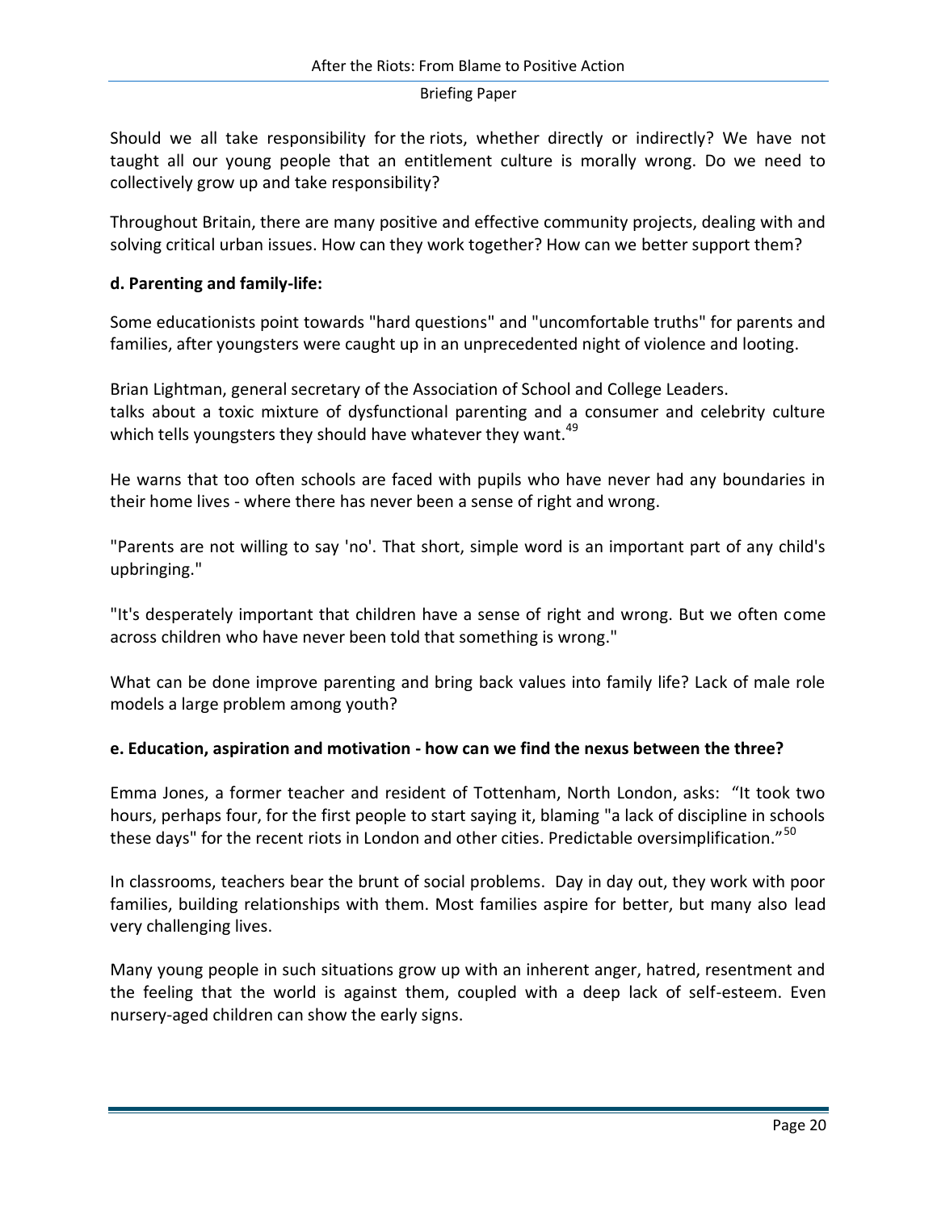Should we all take responsibility for the riots, whether directly or indirectly? We have not taught all our young people that an entitlement culture is morally wrong. Do we need to collectively grow up and take responsibility?

Throughout Britain, there are many positive and effective community projects, dealing with and solving critical urban issues. How can they work together? How can we better support them?

**d. Parenting and family-life:**

Some educationists point towards "hard questions" and "uncomfortable truths" for parents and families, after youngsters were caught up in an unprecedented night of violence and looting.

Brian Lightman, general secretary of the Association of School and College Leaders.
talks about a toxic mixture of dysfunctional parenting and a consumer and celebrity culture which tells youngsters they should have whatever they want.[49]

He warns that too often schools are faced with pupils who have never had any boundaries in their home lives - where there has never been a sense of right and wrong.

"Parents are not willing to say 'no'. That short, simple word is an important part of any child's upbringing."

"It's desperately important that children have a sense of right and wrong. But we often come across children who have never been told that something is wrong."

What can be done improve parenting and bring back values into family life? Lack of male role models a large problem among youth?

**e. Education, aspiration and motivation - how can we find the nexus between the three?**

Emma Jones, a former teacher and resident of Tottenham, North London, asks: "It took two hours, perhaps four, for the first people to start saying it, blaming "a lack of discipline in schools these days" for the recent riots in London and other cities. Predictable oversimplification."[50]

In classrooms, teachers bear the brunt of social problems. Day in day out, they work with poor families, building relationships with them. Most families aspire for better, but many also lead very challenging lives.

Many young people in such situations grow up with an inherent anger, hatred, resentment and the feeling that the world is against them, coupled with a deep lack of self-esteem. Even nursery-aged children can show the early signs.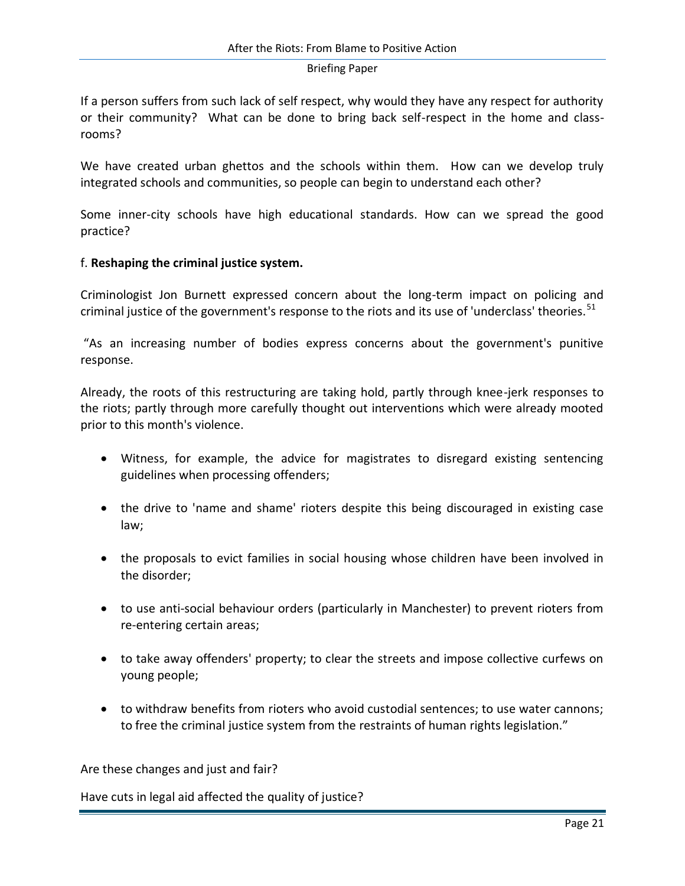If a person suffers from such lack of self respect, why would they have any respect for authority or their community? What can be done to bring back self-respect in the home and class-rooms?

We have created urban ghettos and the schools within them. How can we develop truly integrated schools and communities, so people can begin to understand each other?

Some inner-city schools have high educational standards. How can we spread the good practice?

f. **Reshaping the criminal justice system.**

Criminologist Jon Burnett expressed concern about the long-term impact on policing and criminal justice of the government's response to the riots and its use of 'underclass' theories.[51]

"As an increasing number of bodies express concerns about the government's punitive response.

Already, the roots of this restructuring are taking hold, partly through knee-jerk responses to the riots; partly through more carefully thought out interventions which were already mooted prior to this month's violence.

- Witness, for example, the advice for magistrates to disregard existing sentencing guidelines when processing offenders;
- the drive to 'name and shame' rioters despite this being discouraged in existing case law;
- the proposals to evict families in social housing whose children have been involved in the disorder;
- to use anti-social behaviour orders (particularly in Manchester) to prevent rioters from re-entering certain areas;
- to take away offenders' property; to clear the streets and impose collective curfews on young people;
- to withdraw benefits from rioters who avoid custodial sentences; to use water cannons; to free the criminal justice system from the restraints of human rights legislation."

Are these changes and just and fair?

Have cuts in legal aid affected the quality of justice?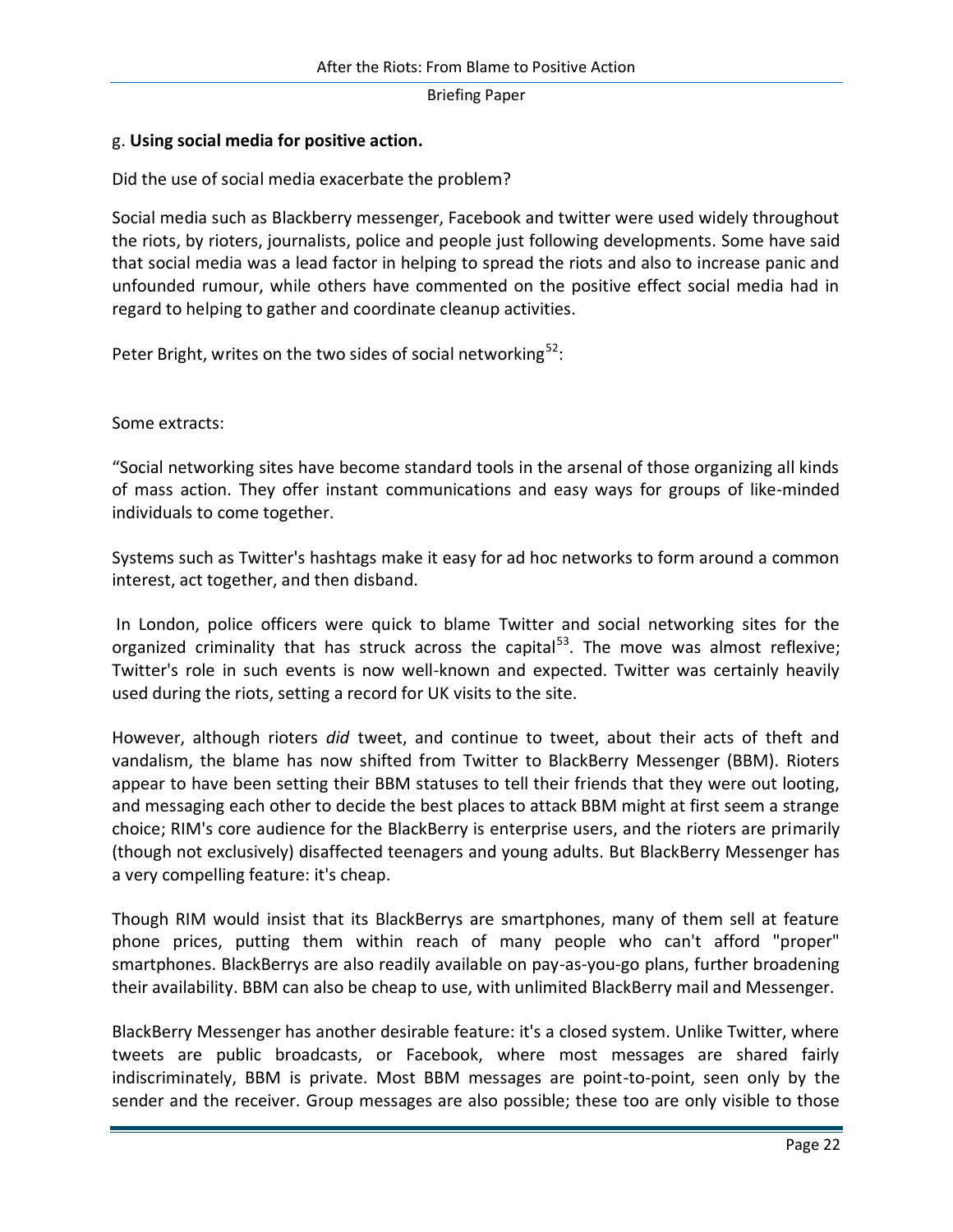g. **Using social media for positive action.**

Did the use of social media exacerbate the problem?

Social media such as Blackberry messenger, Facebook and twitter were used widely throughout the riots, by rioters, journalists, police and people just following developments. Some have said that social media was a lead factor in helping to spread the riots and also to increase panic and unfounded rumour, while others have commented on the positive effect social media had in regard to helping to gather and coordinate cleanup activities.

Peter Bright, writes on the two sides of social networking[52]:

Some extracts:

"Social networking sites have become standard tools in the arsenal of those organizing all kinds of mass action. They offer instant communications and easy ways for groups of like-minded individuals to come together.

Systems such as Twitter's hashtags make it easy for ad hoc networks to form around a common interest, act together, and then disband.

In London, police officers were quick to blame Twitter and social networking sites for the organized criminality that has struck across the capital[53]. The move was almost reflexive; Twitter's role in such events is now well-known and expected. Twitter was certainly heavily used during the riots, setting a record for UK visits to the site.

However, although rioters *did* tweet, and continue to tweet, about their acts of theft and vandalism, the blame has now shifted from Twitter to BlackBerry Messenger (BBM). Rioters appear to have been setting their BBM statuses to tell their friends that they were out looting, and messaging each other to decide the best places to attack BBM might at first seem a strange choice; RIM's core audience for the BlackBerry is enterprise users, and the rioters are primarily (though not exclusively) disaffected teenagers and young adults. But BlackBerry Messenger has a very compelling feature: it's cheap.

Though RIM would insist that its BlackBerrys are smartphones, many of them sell at feature phone prices, putting them within reach of many people who can't afford "proper" smartphones. BlackBerrys are also readily available on pay-as-you-go plans, further broadening their availability. BBM can also be cheap to use, with unlimited BlackBerry mail and Messenger.

BlackBerry Messenger has another desirable feature: it's a closed system. Unlike Twitter, where tweets are public broadcasts, or Facebook, where most messages are shared fairly indiscriminately, BBM is private. Most BBM messages are point-to-point, seen only by the sender and the receiver. Group messages are also possible; these too are only visible to those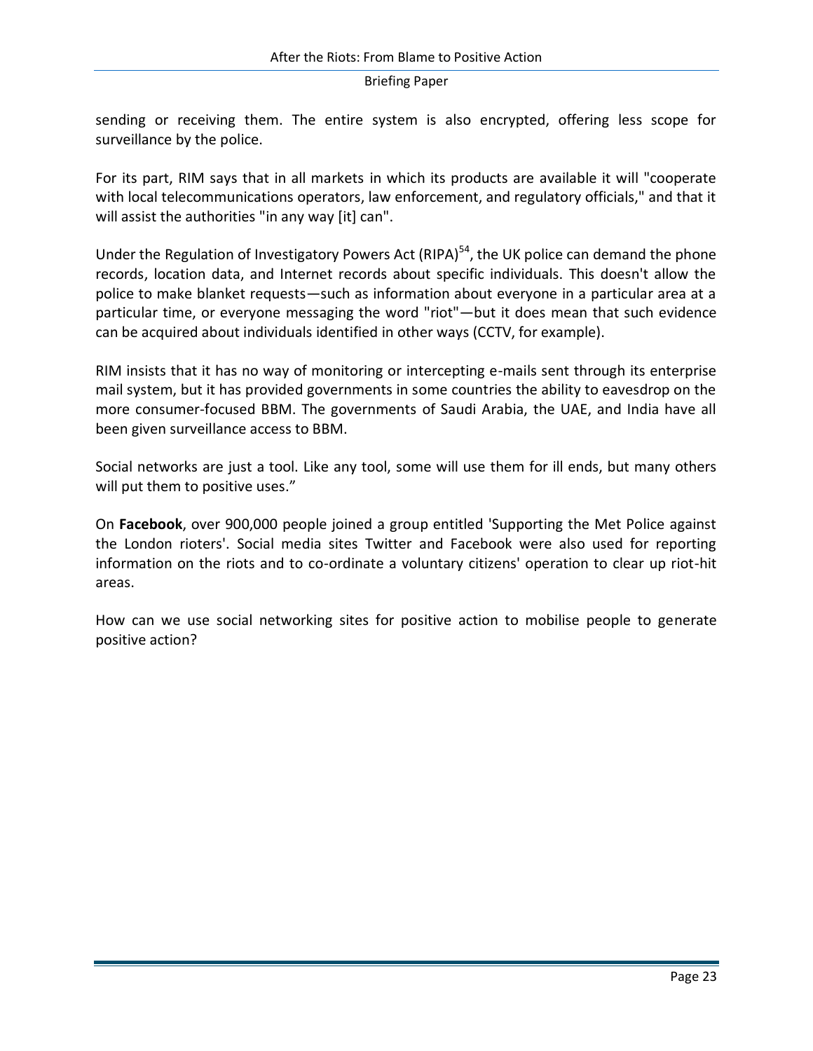sending or receiving them. The entire system is also encrypted, offering less scope for surveillance by the police.

For its part, RIM says that in all markets in which its products are available it will "cooperate with local telecommunications operators, law enforcement, and regulatory officials," and that it will assist the authorities "in any way [it] can".

Under the Regulation of Investigatory Powers Act (RIPA)[54], the UK police can demand the phone records, location data, and Internet records about specific individuals. This doesn't allow the police to make blanket requests—such as information about everyone in a particular area at a particular time, or everyone messaging the word "riot"—but it does mean that such evidence can be acquired about individuals identified in other ways (CCTV, for example).

RIM insists that it has no way of monitoring or intercepting e-mails sent through its enterprise mail system, but it has provided governments in some countries the ability to eavesdrop on the more consumer-focused BBM. The governments of Saudi Arabia, the UAE, and India have all been given surveillance access to BBM.

Social networks are just a tool. Like any tool, some will use them for ill ends, but many others will put them to positive uses."

On **Facebook**, over 900,000 people joined a group entitled 'Supporting the Met Police against the London rioters'. Social media sites Twitter and Facebook were also used for reporting information on the riots and to co-ordinate a voluntary citizens' operation to clear up riot-hit areas.

How can we use social networking sites for positive action to mobilise people to generate positive action?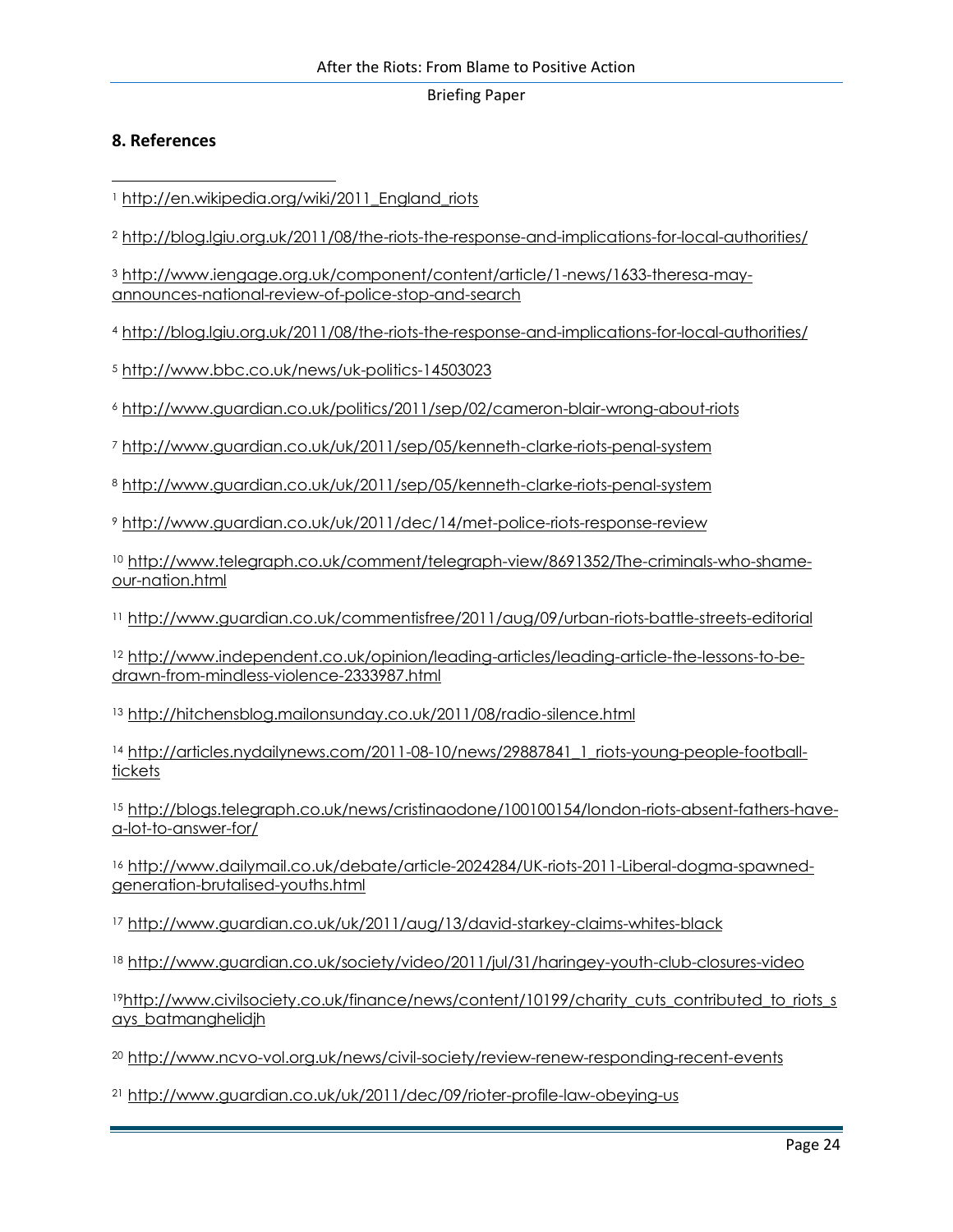## 8. References

[1] http://en.wikipedia.org/wiki/2011_England_riots

[2] http://blog.lgiu.org.uk/2011/08/the-riots-the-response-and-implications-for-local-authorities/

[3] http://www.iengage.org.uk/component/content/article/1-news/1633-theresa-may-announces-national-review-of-police-stop-and-search

[4] http://blog.lgiu.org.uk/2011/08/the-riots-the-response-and-implications-for-local-authorities/

[5] http://www.bbc.co.uk/news/uk-politics-14503023

[6] http://www.guardian.co.uk/politics/2011/sep/02/cameron-blair-wrong-about-riots

[7] http://www.guardian.co.uk/uk/2011/sep/05/kenneth-clarke-riots-penal-system

[8] http://www.guardian.co.uk/uk/2011/sep/05/kenneth-clarke-riots-penal-system

[9] http://www.guardian.co.uk/uk/2011/dec/14/met-police-riots-response-review

[10] http://www.telegraph.co.uk/comment/telegraph-view/8691352/The-criminals-who-shame-our-nation.html

[11] http://www.guardian.co.uk/commentisfree/2011/aug/09/urban-riots-battle-streets-editorial

[12] http://www.independent.co.uk/opinion/leading-articles/leading-article-the-lessons-to-be-drawn-from-mindless-violence-2333987.html

[13] http://hitchensblog.mailonsunday.co.uk/2011/08/radio-silence.html

[14] http://articles.nydailynews.com/2011-08-10/news/29887841_1_riots-young-people-football-tickets

[15] http://blogs.telegraph.co.uk/news/cristinaodone/100100154/london-riots-absent-fathers-have-a-lot-to-answer-for/

[16] http://www.dailymail.co.uk/debate/article-2024284/UK-riots-2011-Liberal-dogma-spawned-generation-brutalised-youths.html

[17] http://www.guardian.co.uk/uk/2011/aug/13/david-starkey-claims-whites-black

[18] http://www.guardian.co.uk/society/video/2011/jul/31/haringey-youth-club-closures-video

[19] http://www.civilsociety.co.uk/finance/news/content/10199/charity_cuts_contributed_to_riots_says_batmanghelidjh

[20] http://www.ncvo-vol.org.uk/news/civil-society/review-renew-responding-recent-events

[21] http://www.guardian.co.uk/uk/2011/dec/09/rioter-profile-law-obeying-us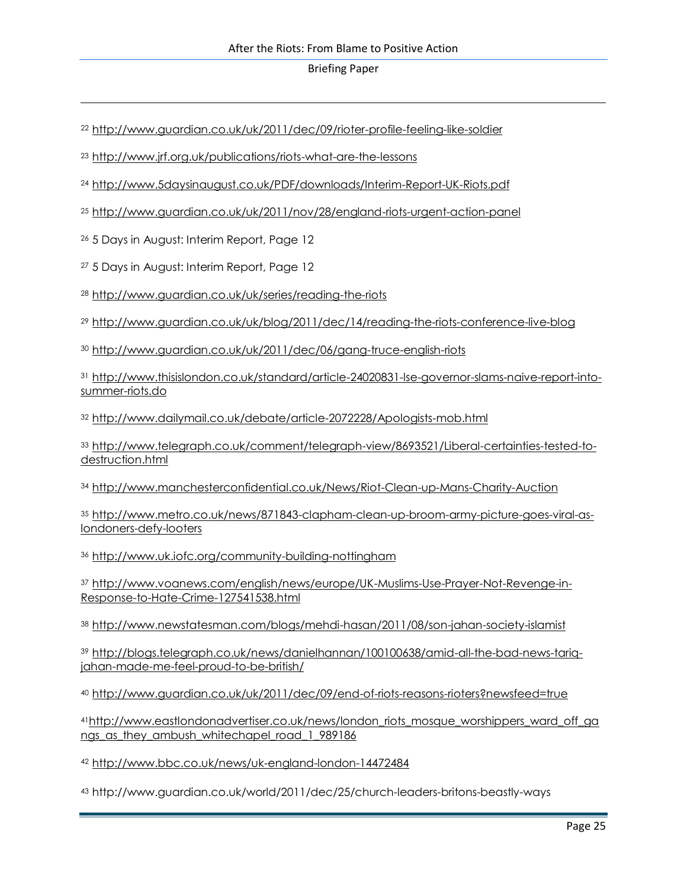[22] http://www.guardian.co.uk/uk/2011/dec/09/rioter-profile-feeling-like-soldier

[23] http://www.jrf.org.uk/publications/riots-what-are-the-lessons

[24] http://www.5daysinaugust.co.uk/PDF/downloads/Interim-Report-UK-Riots.pdf

[25] http://www.guardian.co.uk/uk/2011/nov/28/england-riots-urgent-action-panel

[26] 5 Days in August: Interim Report, Page 12

[27] 5 Days in August: Interim Report, Page 12

[28] http://www.guardian.co.uk/uk/series/reading-the-riots

[29] http://www.guardian.co.uk/uk/blog/2011/dec/14/reading-the-riots-conference-live-blog

[30] http://www.guardian.co.uk/uk/2011/dec/06/gang-truce-english-riots

[31] http://www.thisislondon.co.uk/standard/article-24020831-lse-governor-slams-naive-report-into-summer-riots.do

[32] http://www.dailymail.co.uk/debate/article-2072228/Apologists-mob.html

[33] http://www.telegraph.co.uk/comment/telegraph-view/8693521/Liberal-certainties-tested-to-destruction.html

[34] http://www.manchesterconfidential.co.uk/News/Riot-Clean-up-Mans-Charity-Auction

[35] http://www.metro.co.uk/news/871843-clapham-clean-up-broom-army-picture-goes-viral-as-londoners-defy-looters

[36] http://www.uk.iofc.org/community-building-nottingham

[37] http://www.voanews.com/english/news/europe/UK-Muslims-Use-Prayer-Not-Revenge-in-Response-to-Hate-Crime-127541538.html

[38] http://www.newstatesman.com/blogs/mehdi-hasan/2011/08/son-jahan-society-islamist

[39] http://blogs.telegraph.co.uk/news/danielhannan/100100638/amid-all-the-bad-news-tariq-jahan-made-me-feel-proud-to-be-british/

[40] http://www.guardian.co.uk/uk/2011/dec/09/end-of-riots-reasons-rioters?newsfeed=true

[41] http://www.eastlondonadvertiser.co.uk/news/london_riots_mosque_worshippers_ward_off_gangs_as_they_ambush_whitechapel_road_1_989186

[42] http://www.bbc.co.uk/news/uk-england-london-14472484

[43] http://www.guardian.co.uk/world/2011/dec/25/church-leaders-britons-beastly-ways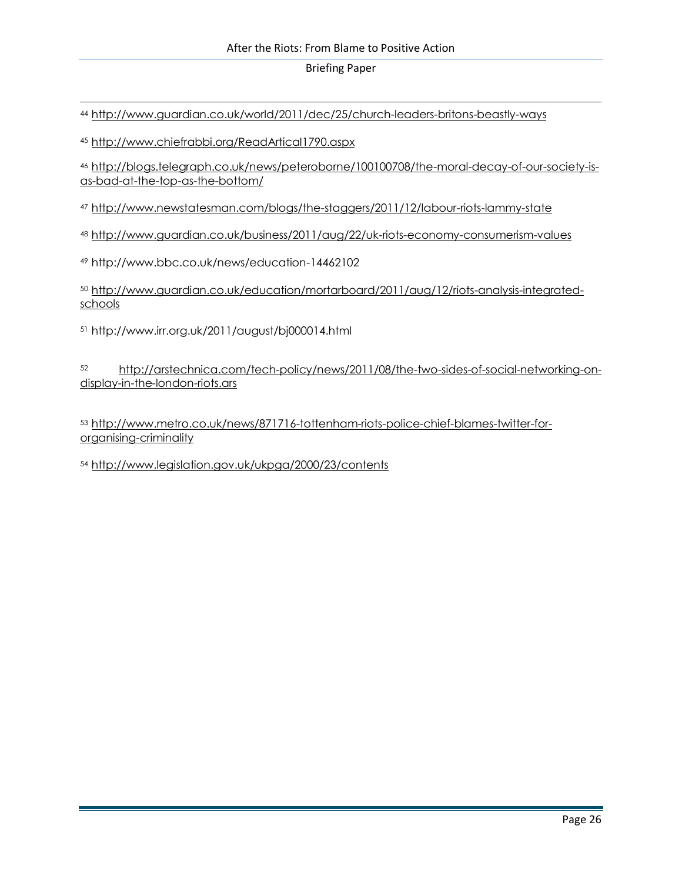[44] http://www.guardian.co.uk/world/2011/dec/25/church-leaders-britons-beastly-ways

[45] http://www.chiefrabbi.org/ReadArtical1790.aspx

[46] http://blogs.telegraph.co.uk/news/peteroborne/100100708/the-moral-decay-of-our-society-is-as-bad-at-the-top-as-the-bottom/

[47] http://www.newstatesman.com/blogs/the-staggers/2011/12/labour-riots-lammy-state

[48] http://www.guardian.co.uk/business/2011/aug/22/uk-riots-economy-consumerism-values

[49] http://www.bbc.co.uk/news/education-14462102

[50] http://www.guardian.co.uk/education/mortarboard/2011/aug/12/riots-analysis-integrated-schools

[51] http://www.irr.org.uk/2011/august/bj000014.html

[52] http://arstechnica.com/tech-policy/news/2011/08/the-two-sides-of-social-networking-on-display-in-the-london-riots.ars

[53] http://www.metro.co.uk/news/871716-tottenham-riots-police-chief-blames-twitter-for-organising-criminality

[54] http://www.legislation.gov.uk/ukpga/2000/23/contents